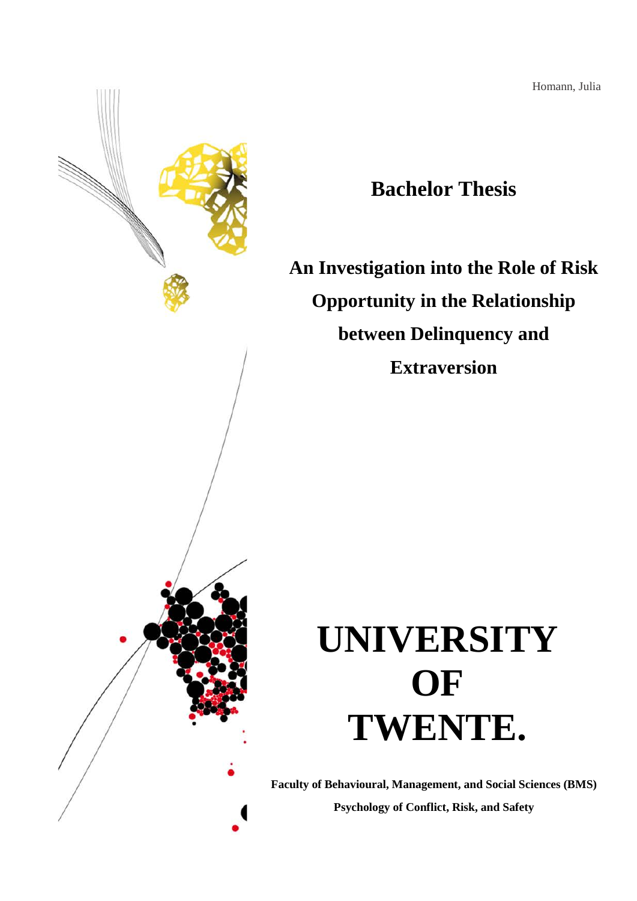Homann, Julia

# Bachelor Thesis

## An Investigation into the Role of Risk Opportunity in the Relationship between Delinquency and Extraversion

**UNIVERSITY OF TWENTE.**

**Faculty of Behavioural, Management, and Social Sciences (BMS)**

**Psychology of Conflict, Risk, and Safety**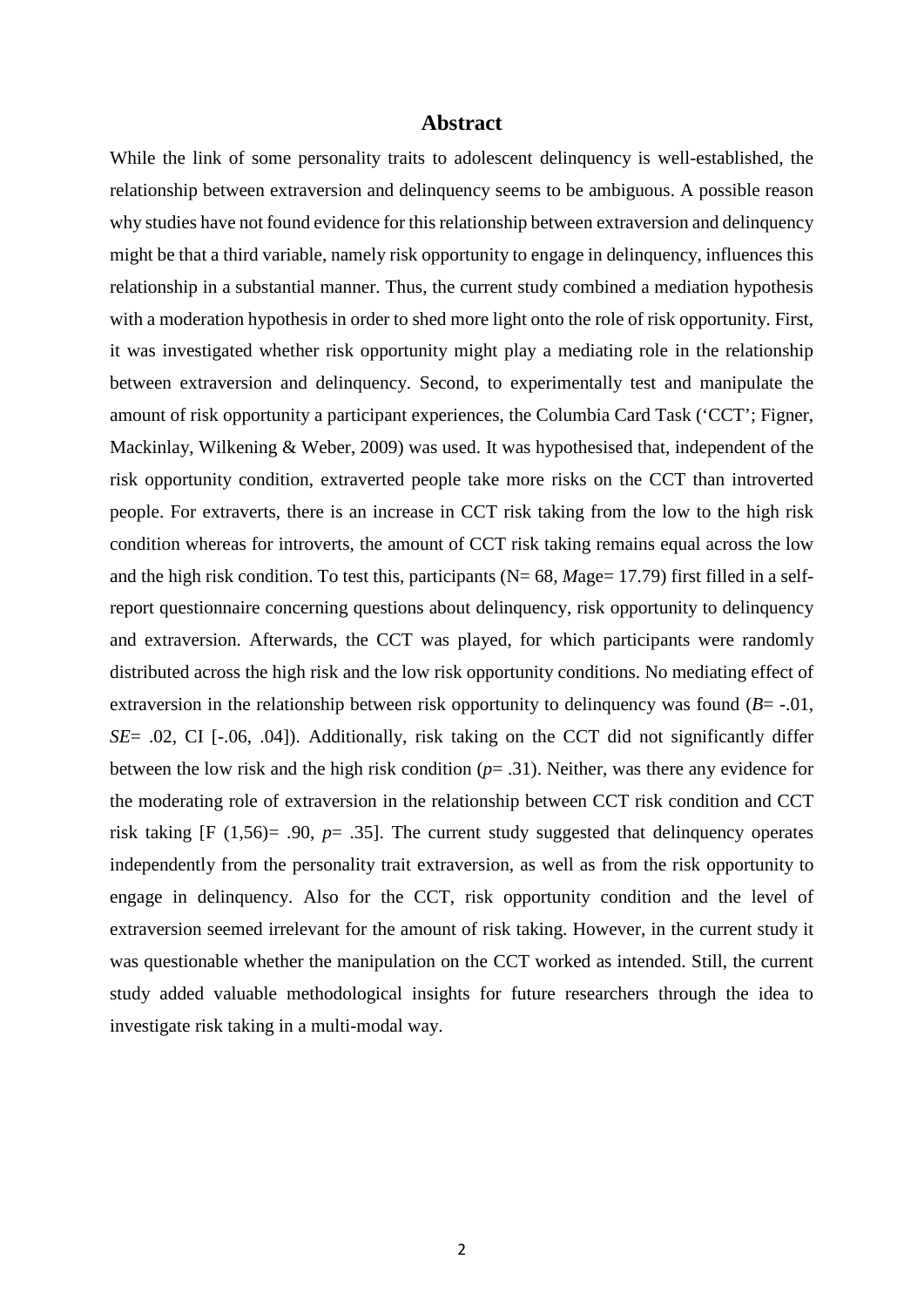# Abstract

While the link of some personality traits to adolescent delinquency is well-established, the relationship between extraversion and delinquency seems to be ambiguous. A possible reason why studies have not found evidence for this relationship between extraversion and delinquency might be that a third variable, namely risk opportunity to engage in delinquency, influences this relationship in a substantial manner. Thus, the current study combined a mediation hypothesis with a moderation hypothesis in order to shed more light onto the role of risk opportunity. First, it was investigated whether risk opportunity might play a mediating role in the relationship between extraversion and delinquency. Second, to experimentally test and manipulate the amount of risk opportunity a participant experiences, the Columbia Card Task ('CCT'; Figner, Mackinlay, Wilkening & Weber, 2009) was used. It was hypothesised that, independent of the risk opportunity condition, extraverted people take more risks on the CCT than introverted people. For extraverts, there is an increase in CCT risk taking from the low to the high risk condition whereas for introverts, the amount of CCT risk taking remains equal across the low and the high risk condition. To test this, participants ($N= 68$, *M*age= 17.79) first filled in a self-report questionnaire concerning questions about delinquency, risk opportunity to delinquency and extraversion. Afterwards, the CCT was played, for which participants were randomly distributed across the high risk and the low risk opportunity conditions. No mediating effect of extraversion in the relationship between risk opportunity to delinquency was found ($B= -.01$, $SE= .02$, CI [-.06, .04]). Additionally, risk taking on the CCT did not significantly differ between the low risk and the high risk condition ($p= .31$). Neither, was there any evidence for the moderating role of extraversion in the relationship between CCT risk condition and CCT risk taking [$F$ (1,56)= .90, $p= .35$]. The current study suggested that delinquency operates independently from the personality trait extraversion, as well as from the risk opportunity to engage in delinquency. Also for the CCT, risk opportunity condition and the level of extraversion seemed irrelevant for the amount of risk taking. However, in the current study it was questionable whether the manipulation on the CCT worked as intended. Still, the current study added valuable methodological insights for future researchers through the idea to investigate risk taking in a multi-modal way.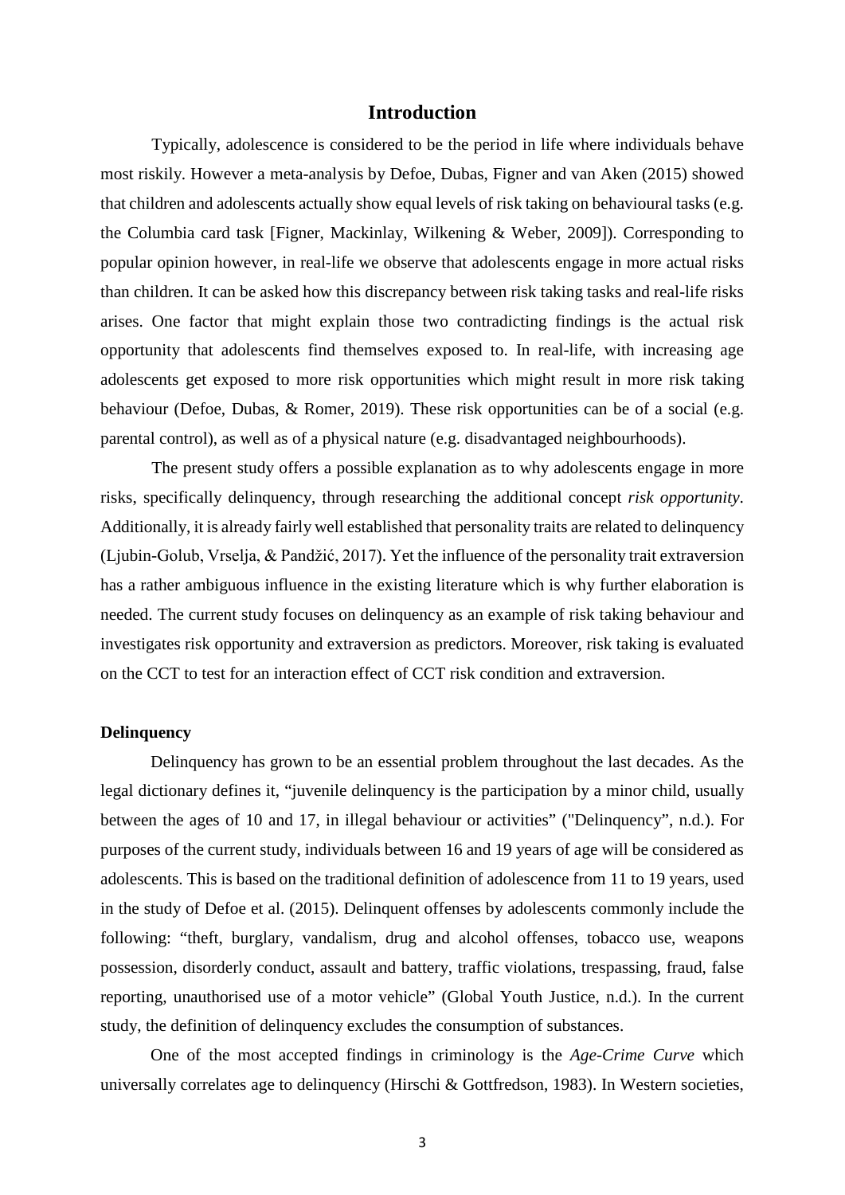# Introduction

Typically, adolescence is considered to be the period in life where individuals behave most riskily. However a meta-analysis by Defoe, Dubas, Figner and van Aken (2015) showed that children and adolescents actually show equal levels of risk taking on behavioural tasks (e.g. the Columbia card task [Figner, Mackinlay, Wilkening & Weber, 2009]). Corresponding to popular opinion however, in real-life we observe that adolescents engage in more actual risks than children. It can be asked how this discrepancy between risk taking tasks and real-life risks arises. One factor that might explain those two contradicting findings is the actual risk opportunity that adolescents find themselves exposed to. In real-life, with increasing age adolescents get exposed to more risk opportunities which might result in more risk taking behaviour (Defoe, Dubas, & Romer, 2019). These risk opportunities can be of a social (e.g. parental control), as well as of a physical nature (e.g. disadvantaged neighbourhoods).

The present study offers a possible explanation as to why adolescents engage in more risks, specifically delinquency, through researching the additional concept *risk opportunity*. Additionally, it is already fairly well established that personality traits are related to delinquency (Ljubin-Golub, Vrselja, & Pandžić, 2017). Yet the influence of the personality trait extraversion has a rather ambiguous influence in the existing literature which is why further elaboration is needed. The current study focuses on delinquency as an example of risk taking behaviour and investigates risk opportunity and extraversion as predictors. Moreover, risk taking is evaluated on the CCT to test for an interaction effect of CCT risk condition and extraversion.

**Delinquency**

Delinquency has grown to be an essential problem throughout the last decades. As the legal dictionary defines it, "juvenile delinquency is the participation by a minor child, usually between the ages of 10 and 17, in illegal behaviour or activities" ("Delinquency", n.d.). For purposes of the current study, individuals between 16 and 19 years of age will be considered as adolescents. This is based on the traditional definition of adolescence from 11 to 19 years, used in the study of Defoe et al. (2015). Delinquent offenses by adolescents commonly include the following: "theft, burglary, vandalism, drug and alcohol offenses, tobacco use, weapons possession, disorderly conduct, assault and battery, traffic violations, trespassing, fraud, false reporting, unauthorised use of a motor vehicle" (Global Youth Justice, n.d.). In the current study, the definition of delinquency excludes the consumption of substances.

One of the most accepted findings in criminology is the *Age-Crime Curve* which universally correlates age to delinquency (Hirschi & Gottfredson, 1983). In Western societies,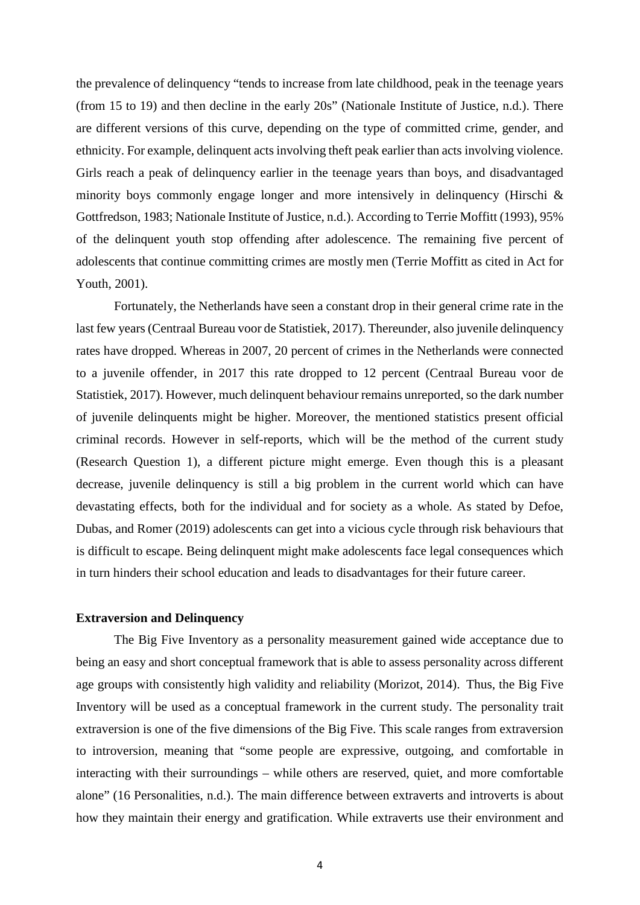the prevalence of delinquency "tends to increase from late childhood, peak in the teenage years (from 15 to 19) and then decline in the early 20s" (Nationale Institute of Justice, n.d.). There are different versions of this curve, depending on the type of committed crime, gender, and ethnicity. For example, delinquent acts involving theft peak earlier than acts involving violence. Girls reach a peak of delinquency earlier in the teenage years than boys, and disadvantaged minority boys commonly engage longer and more intensively in delinquency (Hirschi & Gottfredson, 1983; Nationale Institute of Justice, n.d.). According to Terrie Moffitt (1993), 95% of the delinquent youth stop offending after adolescence. The remaining five percent of adolescents that continue committing crimes are mostly men (Terrie Moffitt as cited in Act for Youth, 2001).

Fortunately, the Netherlands have seen a constant drop in their general crime rate in the last few years (Centraal Bureau voor de Statistiek, 2017). Thereunder, also juvenile delinquency rates have dropped. Whereas in 2007, 20 percent of crimes in the Netherlands were connected to a juvenile offender, in 2017 this rate dropped to 12 percent (Centraal Bureau voor de Statistiek, 2017). However, much delinquent behaviour remains unreported, so the dark number of juvenile delinquents might be higher. Moreover, the mentioned statistics present official criminal records. However in self-reports, which will be the method of the current study (Research Question 1), a different picture might emerge. Even though this is a pleasant decrease, juvenile delinquency is still a big problem in the current world which can have devastating effects, both for the individual and for society as a whole. As stated by Defoe, Dubas, and Romer (2019) adolescents can get into a vicious cycle through risk behaviours that is difficult to escape. Being delinquent might make adolescents face legal consequences which in turn hinders their school education and leads to disadvantages for their future career.

### Extraversion and Delinquency

The Big Five Inventory as a personality measurement gained wide acceptance due to being an easy and short conceptual framework that is able to assess personality across different age groups with consistently high validity and reliability (Morizot, 2014). Thus, the Big Five Inventory will be used as a conceptual framework in the current study. The personality trait extraversion is one of the five dimensions of the Big Five. This scale ranges from extraversion to introversion, meaning that "some people are expressive, outgoing, and comfortable in interacting with their surroundings – while others are reserved, quiet, and more comfortable alone" (16 Personalities, n.d.). The main difference between extraverts and introverts is about how they maintain their energy and gratification. While extraverts use their environment and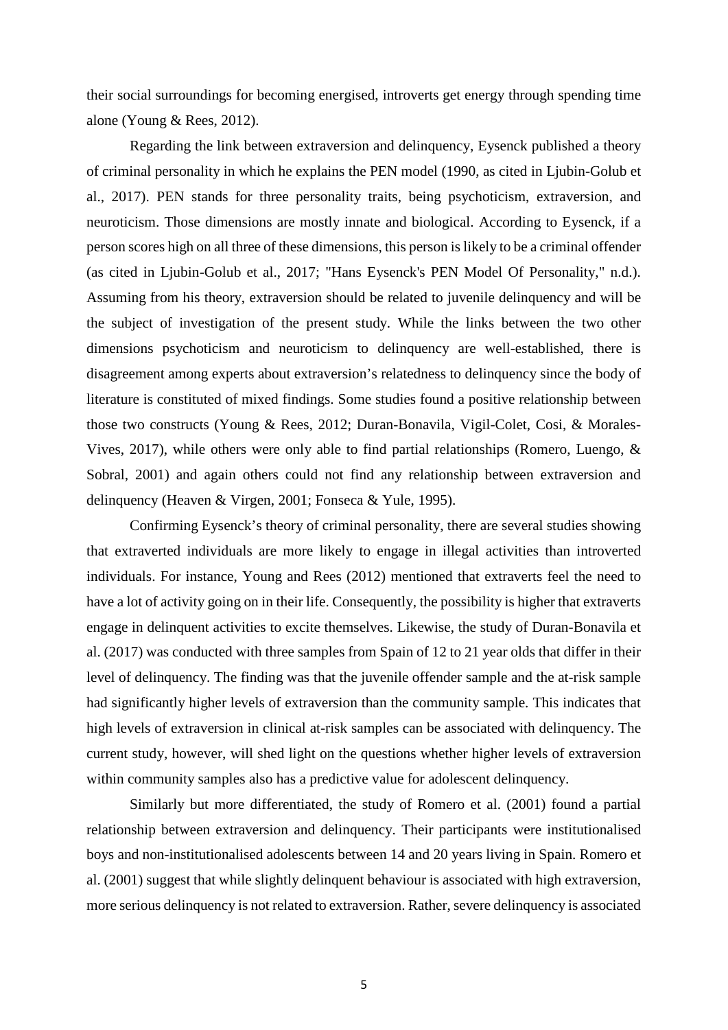their social surroundings for becoming energised, introverts get energy through spending time alone (Young & Rees, 2012).

Regarding the link between extraversion and delinquency, Eysenck published a theory of criminal personality in which he explains the PEN model (1990, as cited in Ljubin-Golub et al., 2017). PEN stands for three personality traits, being psychoticism, extraversion, and neuroticism. Those dimensions are mostly innate and biological. According to Eysenck, if a person scores high on all three of these dimensions, this person is likely to be a criminal offender (as cited in Ljubin-Golub et al., 2017; "Hans Eysenck's PEN Model Of Personality," n.d.). Assuming from his theory, extraversion should be related to juvenile delinquency and will be the subject of investigation of the present study. While the links between the two other dimensions psychoticism and neuroticism to delinquency are well-established, there is disagreement among experts about extraversion's relatedness to delinquency since the body of literature is constituted of mixed findings. Some studies found a positive relationship between those two constructs (Young & Rees, 2012; Duran-Bonavila, Vigil-Colet, Cosi, & Morales-Vives, 2017), while others were only able to find partial relationships (Romero, Luengo, & Sobral, 2001) and again others could not find any relationship between extraversion and delinquency (Heaven & Virgen, 2001; Fonseca & Yule, 1995).

Confirming Eysenck's theory of criminal personality, there are several studies showing that extraverted individuals are more likely to engage in illegal activities than introverted individuals. For instance, Young and Rees (2012) mentioned that extraverts feel the need to have a lot of activity going on in their life. Consequently, the possibility is higher that extraverts engage in delinquent activities to excite themselves. Likewise, the study of Duran-Bonavila et al. (2017) was conducted with three samples from Spain of 12 to 21 year olds that differ in their level of delinquency. The finding was that the juvenile offender sample and the at-risk sample had significantly higher levels of extraversion than the community sample. This indicates that high levels of extraversion in clinical at-risk samples can be associated with delinquency. The current study, however, will shed light on the questions whether higher levels of extraversion within community samples also has a predictive value for adolescent delinquency.

Similarly but more differentiated, the study of Romero et al. (2001) found a partial relationship between extraversion and delinquency. Their participants were institutionalised boys and non-institutionalised adolescents between 14 and 20 years living in Spain. Romero et al. (2001) suggest that while slightly delinquent behaviour is associated with high extraversion, more serious delinquency is not related to extraversion. Rather, severe delinquency is associated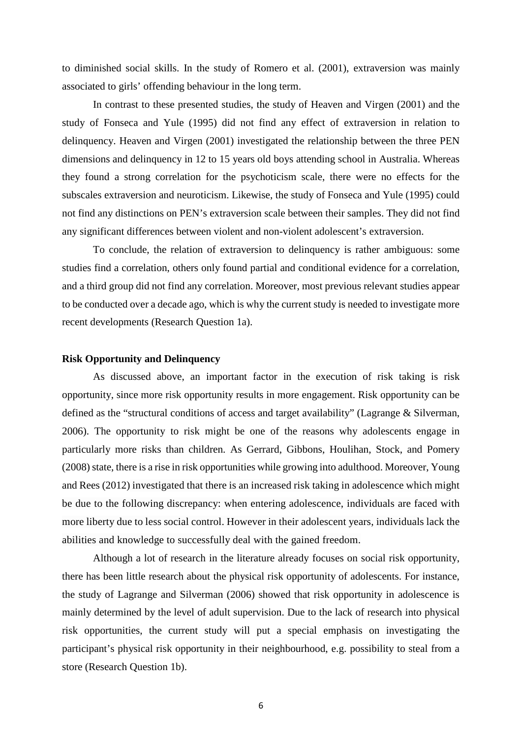to diminished social skills. In the study of Romero et al. (2001), extraversion was mainly associated to girls' offending behaviour in the long term.

In contrast to these presented studies, the study of Heaven and Virgen (2001) and the study of Fonseca and Yule (1995) did not find any effect of extraversion in relation to delinquency. Heaven and Virgen (2001) investigated the relationship between the three PEN dimensions and delinquency in 12 to 15 years old boys attending school in Australia. Whereas they found a strong correlation for the psychoticism scale, there were no effects for the subscales extraversion and neuroticism. Likewise, the study of Fonseca and Yule (1995) could not find any distinctions on PEN's extraversion scale between their samples. They did not find any significant differences between violent and non-violent adolescent's extraversion.

To conclude, the relation of extraversion to delinquency is rather ambiguous: some studies find a correlation, others only found partial and conditional evidence for a correlation, and a third group did not find any correlation. Moreover, most previous relevant studies appear to be conducted over a decade ago, which is why the current study is needed to investigate more recent developments (Research Question 1a).

**Risk Opportunity and Delinquency**

As discussed above, an important factor in the execution of risk taking is risk opportunity, since more risk opportunity results in more engagement. Risk opportunity can be defined as the "structural conditions of access and target availability" (Lagrange & Silverman, 2006). The opportunity to risk might be one of the reasons why adolescents engage in particularly more risks than children. As Gerrard, Gibbons, Houlihan, Stock, and Pomery (2008) state, there is a rise in risk opportunities while growing into adulthood. Moreover, Young and Rees (2012) investigated that there is an increased risk taking in adolescence which might be due to the following discrepancy: when entering adolescence, individuals are faced with more liberty due to less social control. However in their adolescent years, individuals lack the abilities and knowledge to successfully deal with the gained freedom.

Although a lot of research in the literature already focuses on social risk opportunity, there has been little research about the physical risk opportunity of adolescents. For instance, the study of Lagrange and Silverman (2006) showed that risk opportunity in adolescence is mainly determined by the level of adult supervision. Due to the lack of research into physical risk opportunities, the current study will put a special emphasis on investigating the participant's physical risk opportunity in their neighbourhood, e.g. possibility to steal from a store (Research Question 1b).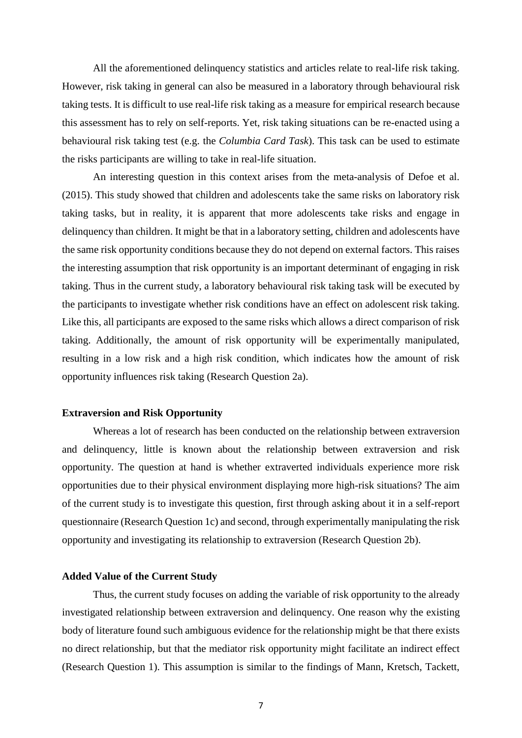All the aforementioned delinquency statistics and articles relate to real-life risk taking. However, risk taking in general can also be measured in a laboratory through behavioural risk taking tests. It is difficult to use real-life risk taking as a measure for empirical research because this assessment has to rely on self-reports. Yet, risk taking situations can be re-enacted using a behavioural risk taking test (e.g. the *Columbia Card Task*). This task can be used to estimate the risks participants are willing to take in real-life situation.

An interesting question in this context arises from the meta-analysis of Defoe et al. (2015). This study showed that children and adolescents take the same risks on laboratory risk taking tasks, but in reality, it is apparent that more adolescents take risks and engage in delinquency than children. It might be that in a laboratory setting, children and adolescents have the same risk opportunity conditions because they do not depend on external factors. This raises the interesting assumption that risk opportunity is an important determinant of engaging in risk taking. Thus in the current study, a laboratory behavioural risk taking task will be executed by the participants to investigate whether risk conditions have an effect on adolescent risk taking. Like this, all participants are exposed to the same risks which allows a direct comparison of risk taking. Additionally, the amount of risk opportunity will be experimentally manipulated, resulting in a low risk and a high risk condition, which indicates how the amount of risk opportunity influences risk taking (Research Question 2a).

**Extraversion and Risk Opportunity**

Whereas a lot of research has been conducted on the relationship between extraversion and delinquency, little is known about the relationship between extraversion and risk opportunity. The question at hand is whether extraverted individuals experience more risk opportunities due to their physical environment displaying more high-risk situations? The aim of the current study is to investigate this question, first through asking about it in a self-report questionnaire (Research Question 1c) and second, through experimentally manipulating the risk opportunity and investigating its relationship to extraversion (Research Question 2b).

**Added Value of the Current Study**

Thus, the current study focuses on adding the variable of risk opportunity to the already investigated relationship between extraversion and delinquency. One reason why the existing body of literature found such ambiguous evidence for the relationship might be that there exists no direct relationship, but that the mediator risk opportunity might facilitate an indirect effect (Research Question 1). This assumption is similar to the findings of Mann, Kretsch, Tackett,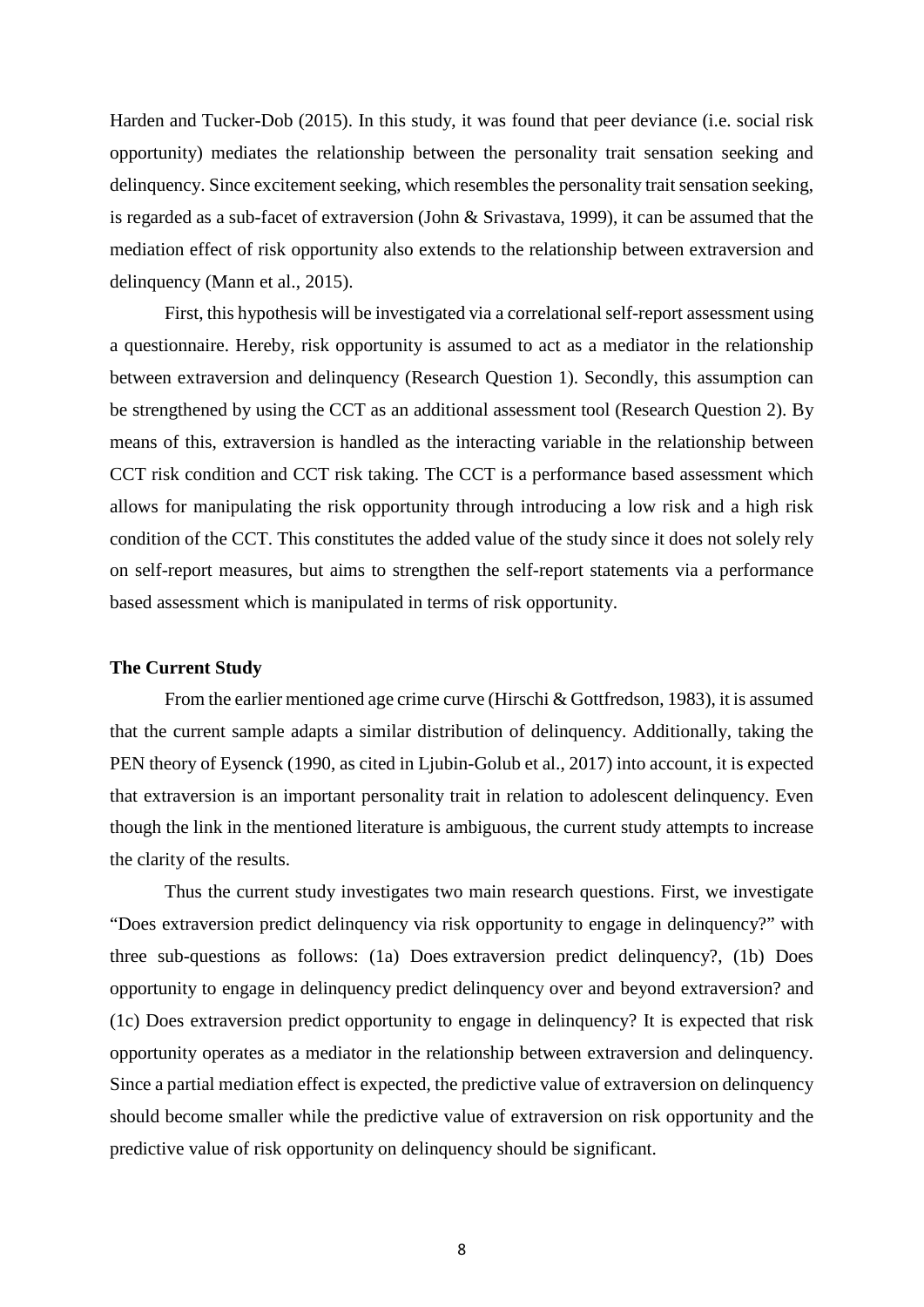Harden and Tucker-Dob (2015). In this study, it was found that peer deviance (i.e. social risk opportunity) mediates the relationship between the personality trait sensation seeking and delinquency. Since excitement seeking, which resembles the personality trait sensation seeking, is regarded as a sub-facet of extraversion (John & Srivastava, 1999), it can be assumed that the mediation effect of risk opportunity also extends to the relationship between extraversion and delinquency (Mann et al., 2015).

First, this hypothesis will be investigated via a correlational self-report assessment using a questionnaire. Hereby, risk opportunity is assumed to act as a mediator in the relationship between extraversion and delinquency (Research Question 1). Secondly, this assumption can be strengthened by using the CCT as an additional assessment tool (Research Question 2). By means of this, extraversion is handled as the interacting variable in the relationship between CCT risk condition and CCT risk taking. The CCT is a performance based assessment which allows for manipulating the risk opportunity through introducing a low risk and a high risk condition of the CCT. This constitutes the added value of the study since it does not solely rely on self-report measures, but aims to strengthen the self-report statements via a performance based assessment which is manipulated in terms of risk opportunity.

### The Current Study

From the earlier mentioned age crime curve (Hirschi & Gottfredson, 1983), it is assumed that the current sample adapts a similar distribution of delinquency. Additionally, taking the PEN theory of Eysenck (1990, as cited in Ljubin-Golub et al., 2017) into account, it is expected that extraversion is an important personality trait in relation to adolescent delinquency. Even though the link in the mentioned literature is ambiguous, the current study attempts to increase the clarity of the results.

Thus the current study investigates two main research questions. First, we investigate "Does extraversion predict delinquency via risk opportunity to engage in delinquency?" with three sub-questions as follows: (1a) Does extraversion predict delinquency?, (1b) Does opportunity to engage in delinquency predict delinquency over and beyond extraversion? and (1c) Does extraversion predict opportunity to engage in delinquency? It is expected that risk opportunity operates as a mediator in the relationship between extraversion and delinquency. Since a partial mediation effect is expected, the predictive value of extraversion on delinquency should become smaller while the predictive value of extraversion on risk opportunity and the predictive value of risk opportunity on delinquency should be significant.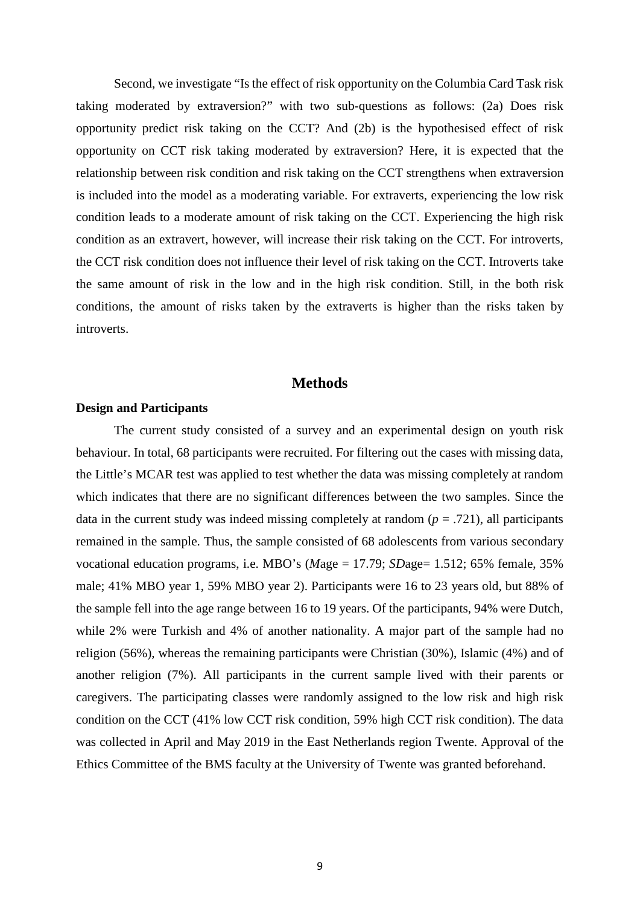Second, we investigate "Is the effect of risk opportunity on the Columbia Card Task risk taking moderated by extraversion?" with two sub-questions as follows: (2a) Does risk opportunity predict risk taking on the CCT? And (2b) is the hypothesised effect of risk opportunity on CCT risk taking moderated by extraversion? Here, it is expected that the relationship between risk condition and risk taking on the CCT strengthens when extraversion is included into the model as a moderating variable. For extraverts, experiencing the low risk condition leads to a moderate amount of risk taking on the CCT. Experiencing the high risk condition as an extravert, however, will increase their risk taking on the CCT. For introverts, the CCT risk condition does not influence their level of risk taking on the CCT. Introverts take the same amount of risk in the low and in the high risk condition. Still, in the both risk conditions, the amount of risks taken by the extraverts is higher than the risks taken by introverts.

## Methods

### Design and Participants

The current study consisted of a survey and an experimental design on youth risk behaviour. In total, 68 participants were recruited. For filtering out the cases with missing data, the Little's MCAR test was applied to test whether the data was missing completely at random which indicates that there are no significant differences between the two samples. Since the data in the current study was indeed missing completely at random ($p$ = .721), all participants remained in the sample. Thus, the sample consisted of 68 adolescents from various secondary vocational education programs, i.e. MBO's (*M*age = 17.79; *SD*age= 1.512; 65% female, 35% male; 41% MBO year 1, 59% MBO year 2). Participants were 16 to 23 years old, but 88% of the sample fell into the age range between 16 to 19 years. Of the participants, 94% were Dutch, while 2% were Turkish and 4% of another nationality. A major part of the sample had no religion (56%), whereas the remaining participants were Christian (30%), Islamic (4%) and of another religion (7%). All participants in the current sample lived with their parents or caregivers. The participating classes were randomly assigned to the low risk and high risk condition on the CCT (41% low CCT risk condition, 59% high CCT risk condition). The data was collected in April and May 2019 in the East Netherlands region Twente. Approval of the Ethics Committee of the BMS faculty at the University of Twente was granted beforehand.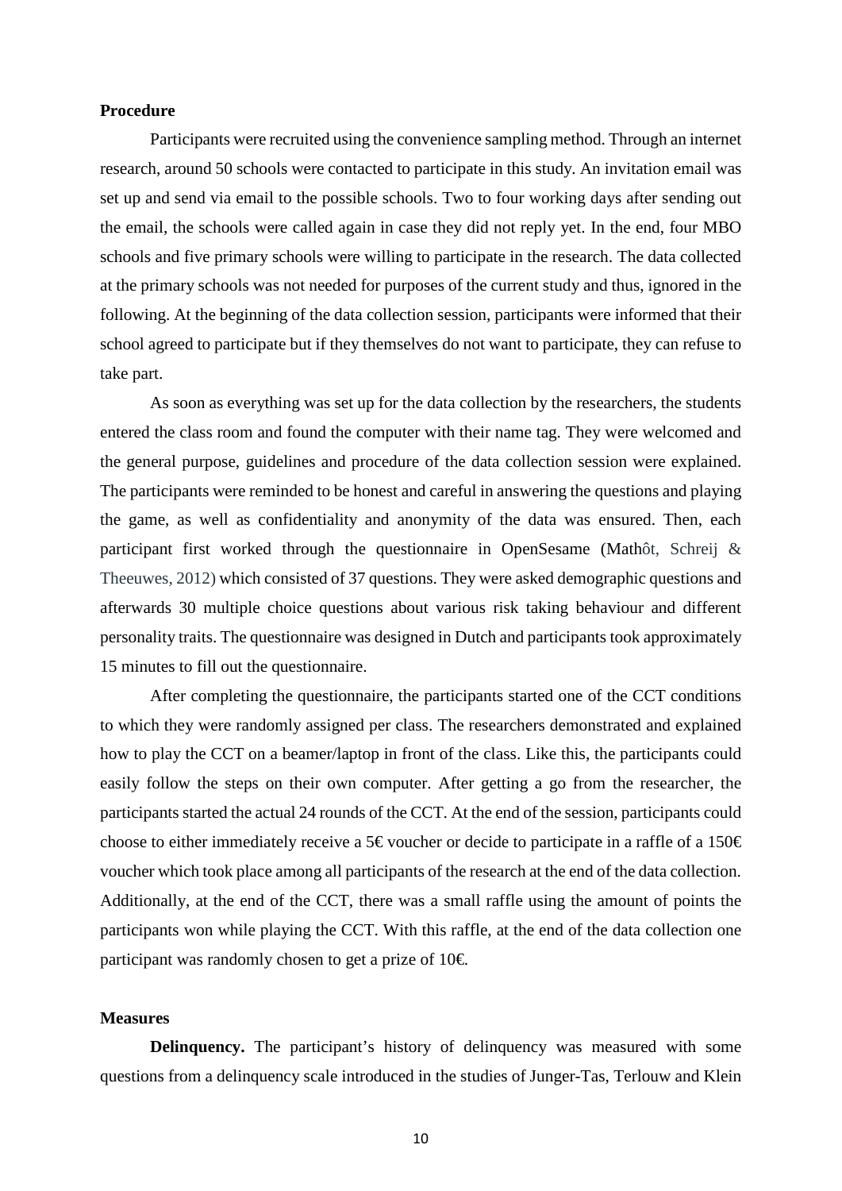**Procedure**

Participants were recruited using the convenience sampling method. Through an internet research, around 50 schools were contacted to participate in this study. An invitation email was set up and send via email to the possible schools. Two to four working days after sending out the email, the schools were called again in case they did not reply yet. In the end, four MBO schools and five primary schools were willing to participate in the research. The data collected at the primary schools was not needed for purposes of the current study and thus, ignored in the following. At the beginning of the data collection session, participants were informed that their school agreed to participate but if they themselves do not want to participate, they can refuse to take part.

As soon as everything was set up for the data collection by the researchers, the students entered the class room and found the computer with their name tag. They were welcomed and the general purpose, guidelines and procedure of the data collection session were explained. The participants were reminded to be honest and careful in answering the questions and playing the game, as well as confidentiality and anonymity of the data was ensured. Then, each participant first worked through the questionnaire in OpenSesame (Mathôt, Schreij & Theeuwes, 2012) which consisted of 37 questions. They were asked demographic questions and afterwards 30 multiple choice questions about various risk taking behaviour and different personality traits. The questionnaire was designed in Dutch and participants took approximately 15 minutes to fill out the questionnaire.

After completing the questionnaire, the participants started one of the CCT conditions to which they were randomly assigned per class. The researchers demonstrated and explained how to play the CCT on a beamer/laptop in front of the class. Like this, the participants could easily follow the steps on their own computer. After getting a go from the researcher, the participants started the actual 24 rounds of the CCT. At the end of the session, participants could choose to either immediately receive a 5€ voucher or decide to participate in a raffle of a 150€ voucher which took place among all participants of the research at the end of the data collection. Additionally, at the end of the CCT, there was a small raffle using the amount of points the participants won while playing the CCT. With this raffle, at the end of the data collection one participant was randomly chosen to get a prize of 10€.

**Measures**

**Delinquency.** The participant's history of delinquency was measured with some questions from a delinquency scale introduced in the studies of Junger-Tas, Terlouw and Klein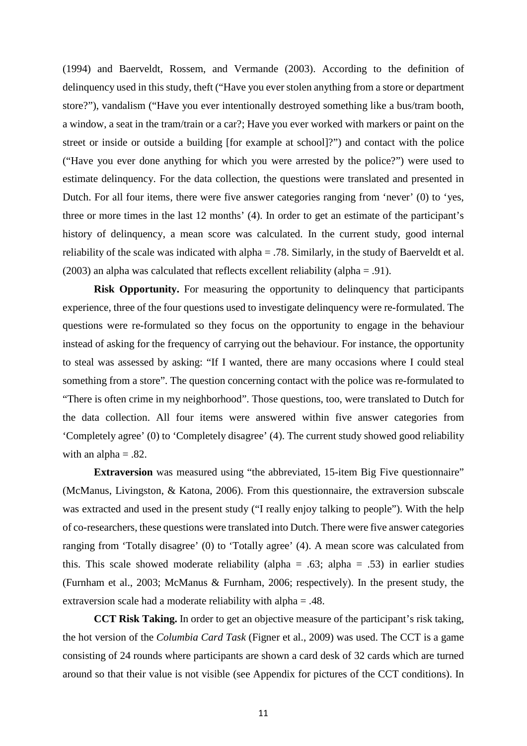(1994) and Baerveldt, Rossem, and Vermande (2003). According to the definition of delinquency used in this study, theft ("Have you ever stolen anything from a store or department store?"), vandalism ("Have you ever intentionally destroyed something like a bus/tram booth, a window, a seat in the tram/train or a car?; Have you ever worked with markers or paint on the street or inside or outside a building [for example at school]?") and contact with the police ("Have you ever done anything for which you were arrested by the police?") were used to estimate delinquency. For the data collection, the questions were translated and presented in Dutch. For all four items, there were five answer categories ranging from 'never' (0) to 'yes, three or more times in the last 12 months' (4). In order to get an estimate of the participant's history of delinquency, a mean score was calculated. In the current study, good internal reliability of the scale was indicated with alpha = .78. Similarly, in the study of Baerveldt et al. (2003) an alpha was calculated that reflects excellent reliability (alpha = .91).

**Risk Opportunity.** For measuring the opportunity to delinquency that participants experience, three of the four questions used to investigate delinquency were re-formulated. The questions were re-formulated so they focus on the opportunity to engage in the behaviour instead of asking for the frequency of carrying out the behaviour. For instance, the opportunity to steal was assessed by asking: "If I wanted, there are many occasions where I could steal something from a store". The question concerning contact with the police was re-formulated to "There is often crime in my neighborhood". Those questions, too, were translated to Dutch for the data collection. All four items were answered within five answer categories from 'Completely agree' (0) to 'Completely disagree' (4). The current study showed good reliability with an alpha = .82.

**Extraversion** was measured using "the abbreviated, 15-item Big Five questionnaire" (McManus, Livingston, & Katona, 2006). From this questionnaire, the extraversion subscale was extracted and used in the present study ("I really enjoy talking to people"). With the help of co-researchers, these questions were translated into Dutch. There were five answer categories ranging from 'Totally disagree' (0) to 'Totally agree' (4). A mean score was calculated from this. This scale showed moderate reliability (alpha = .63; alpha = .53) in earlier studies (Furnham et al., 2003; McManus & Furnham, 2006; respectively). In the present study, the extraversion scale had a moderate reliability with alpha = .48.

**CCT Risk Taking.** In order to get an objective measure of the participant's risk taking, the hot version of the *Columbia Card Task* (Figner et al., 2009) was used. The CCT is a game consisting of 24 rounds where participants are shown a card desk of 32 cards which are turned around so that their value is not visible (see Appendix for pictures of the CCT conditions). In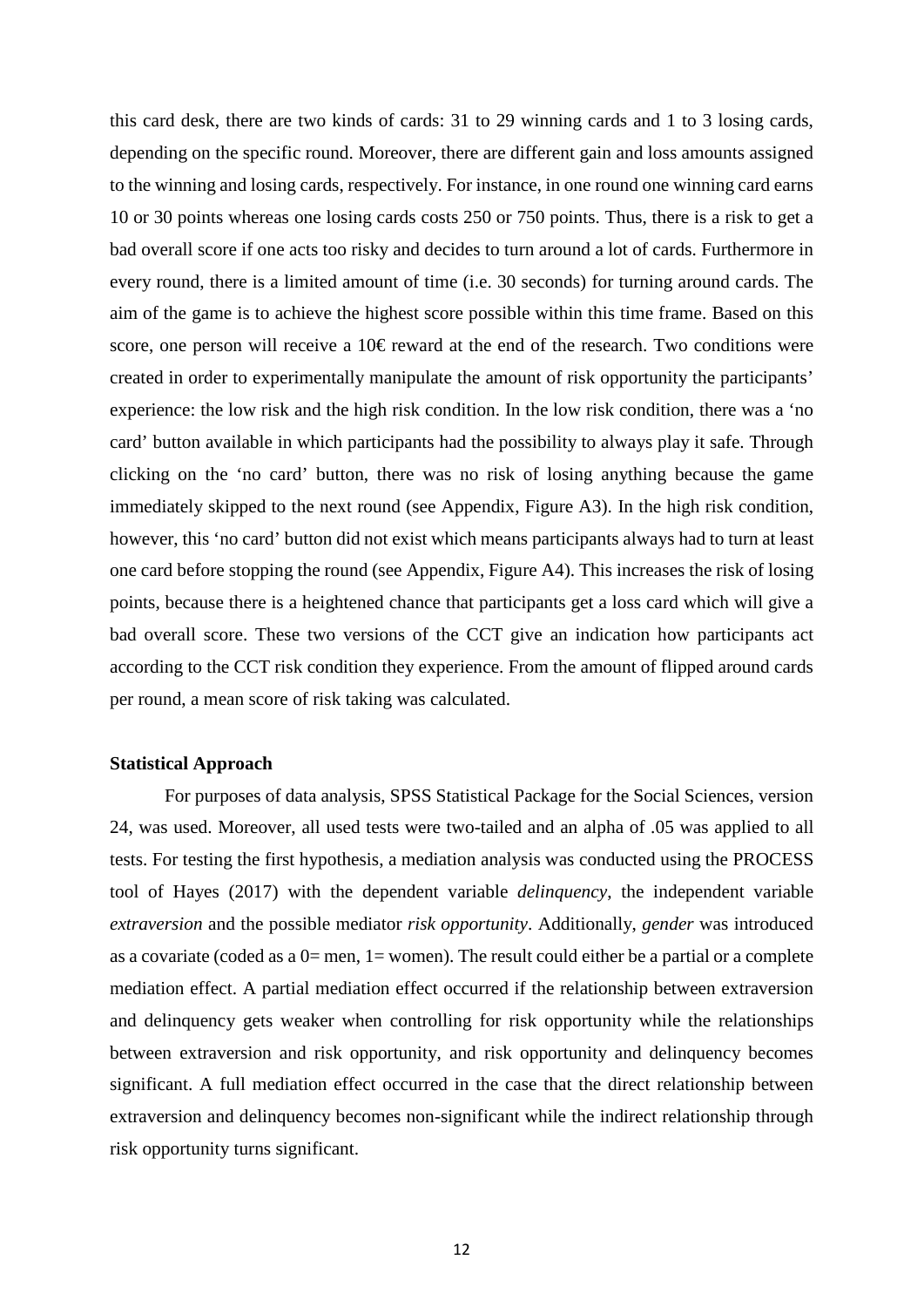this card desk, there are two kinds of cards: 31 to 29 winning cards and 1 to 3 losing cards, depending on the specific round. Moreover, there are different gain and loss amounts assigned to the winning and losing cards, respectively. For instance, in one round one winning card earns 10 or 30 points whereas one losing cards costs 250 or 750 points. Thus, there is a risk to get a bad overall score if one acts too risky and decides to turn around a lot of cards. Furthermore in every round, there is a limited amount of time (i.e. 30 seconds) for turning around cards. The aim of the game is to achieve the highest score possible within this time frame. Based on this score, one person will receive a 10€ reward at the end of the research. Two conditions were created in order to experimentally manipulate the amount of risk opportunity the participants' experience: the low risk and the high risk condition. In the low risk condition, there was a 'no card' button available in which participants had the possibility to always play it safe. Through clicking on the 'no card' button, there was no risk of losing anything because the game immediately skipped to the next round (see Appendix, Figure A3). In the high risk condition, however, this 'no card' button did not exist which means participants always had to turn at least one card before stopping the round (see Appendix, Figure A4). This increases the risk of losing points, because there is a heightened chance that participants get a loss card which will give a bad overall score. These two versions of the CCT give an indication how participants act according to the CCT risk condition they experience. From the amount of flipped around cards per round, a mean score of risk taking was calculated.

**Statistical Approach**

For purposes of data analysis, SPSS Statistical Package for the Social Sciences, version 24, was used. Moreover, all used tests were two-tailed and an alpha of .05 was applied to all tests. For testing the first hypothesis, a mediation analysis was conducted using the PROCESS tool of Hayes (2017) with the dependent variable *delinquency*, the independent variable *extraversion* and the possible mediator *risk opportunity*. Additionally, *gender* was introduced as a covariate (coded as a 0= men, 1= women). The result could either be a partial or a complete mediation effect. A partial mediation effect occurred if the relationship between extraversion and delinquency gets weaker when controlling for risk opportunity while the relationships between extraversion and risk opportunity, and risk opportunity and delinquency becomes significant. A full mediation effect occurred in the case that the direct relationship between extraversion and delinquency becomes non-significant while the indirect relationship through risk opportunity turns significant.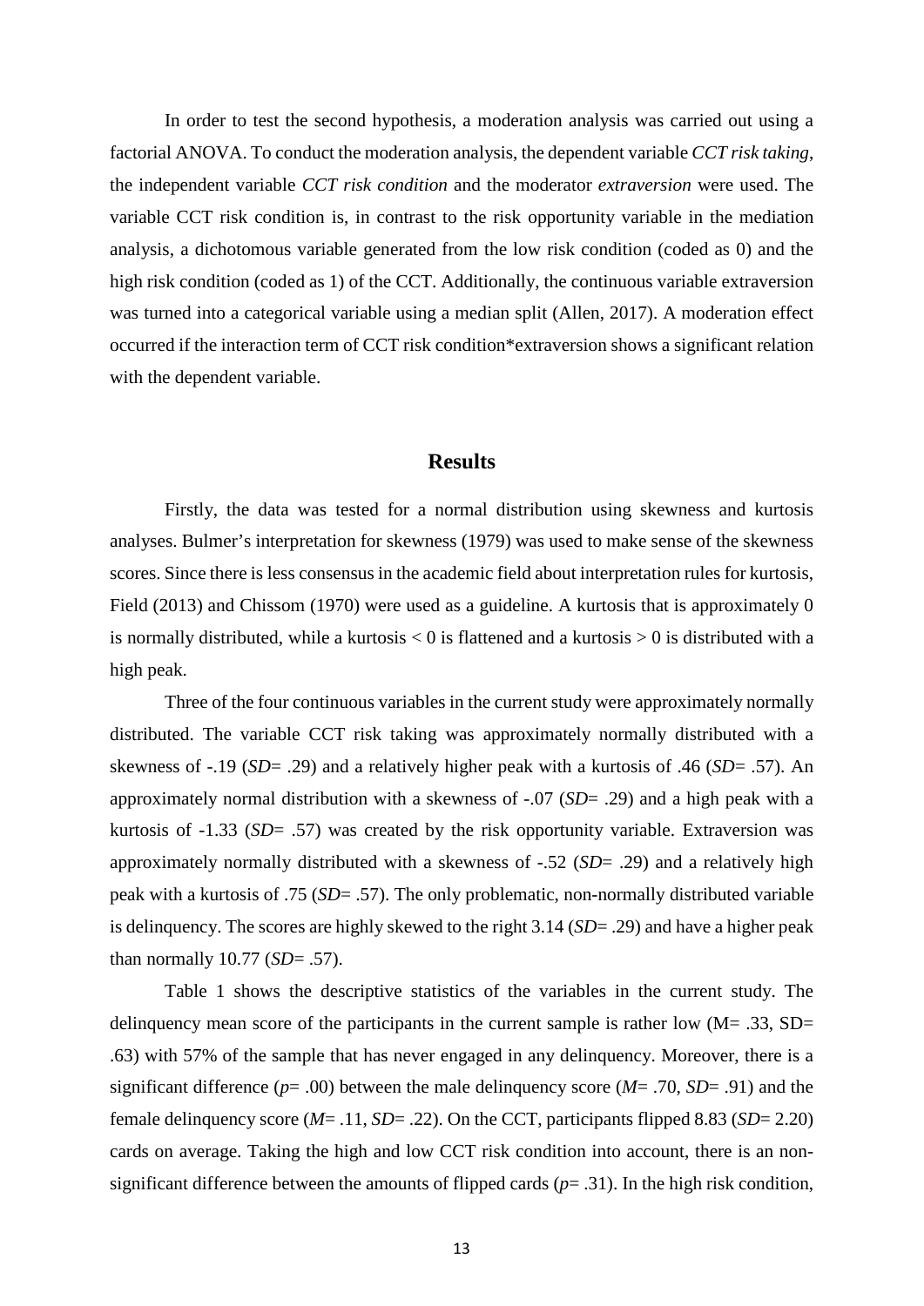In order to test the second hypothesis, a moderation analysis was carried out using a factorial ANOVA. To conduct the moderation analysis, the dependent variable *CCT risk taking*, the independent variable *CCT risk condition* and the moderator *extraversion* were used. The variable CCT risk condition is, in contrast to the risk opportunity variable in the mediation analysis, a dichotomous variable generated from the low risk condition (coded as 0) and the high risk condition (coded as 1) of the CCT. Additionally, the continuous variable extraversion was turned into a categorical variable using a median split (Allen, 2017). A moderation effect occurred if the interaction term of CCT risk condition*extraversion shows a significant relation with the dependent variable.

## Results

Firstly, the data was tested for a normal distribution using skewness and kurtosis analyses. Bulmer's interpretation for skewness (1979) was used to make sense of the skewness scores. Since there is less consensus in the academic field about interpretation rules for kurtosis, Field (2013) and Chissom (1970) were used as a guideline. A kurtosis that is approximately 0 is normally distributed, while a kurtosis $< 0$ is flattened and a kurtosis $> 0$ is distributed with a high peak.

Three of the four continuous variables in the current study were approximately normally distributed. The variable CCT risk taking was approximately normally distributed with a skewness of -.19 (*SD*= .29) and a relatively higher peak with a kurtosis of .46 (*SD*= .57). An approximately normal distribution with a skewness of -.07 (*SD*= .29) and a high peak with a kurtosis of -1.33 (*SD*= .57) was created by the risk opportunity variable. Extraversion was approximately normally distributed with a skewness of -.52 (*SD*= .29) and a relatively high peak with a kurtosis of .75 (*SD*= .57). The only problematic, non-normally distributed variable is delinquency. The scores are highly skewed to the right 3.14 (*SD*= .29) and have a higher peak than normally 10.77 (*SD*= .57).

Table 1 shows the descriptive statistics of the variables in the current study. The delinquency mean score of the participants in the current sample is rather low (M= .33, SD= .63) with 57% of the sample that has never engaged in any delinquency. Moreover, there is a significant difference (*p*= .00) between the male delinquency score (*M*= .70, *SD*= .91) and the female delinquency score (*M*= .11, *SD*= .22). On the CCT, participants flipped 8.83 (*SD*= 2.20) cards on average. Taking the high and low CCT risk condition into account, there is an non-significant difference between the amounts of flipped cards (*p*= .31). In the high risk condition,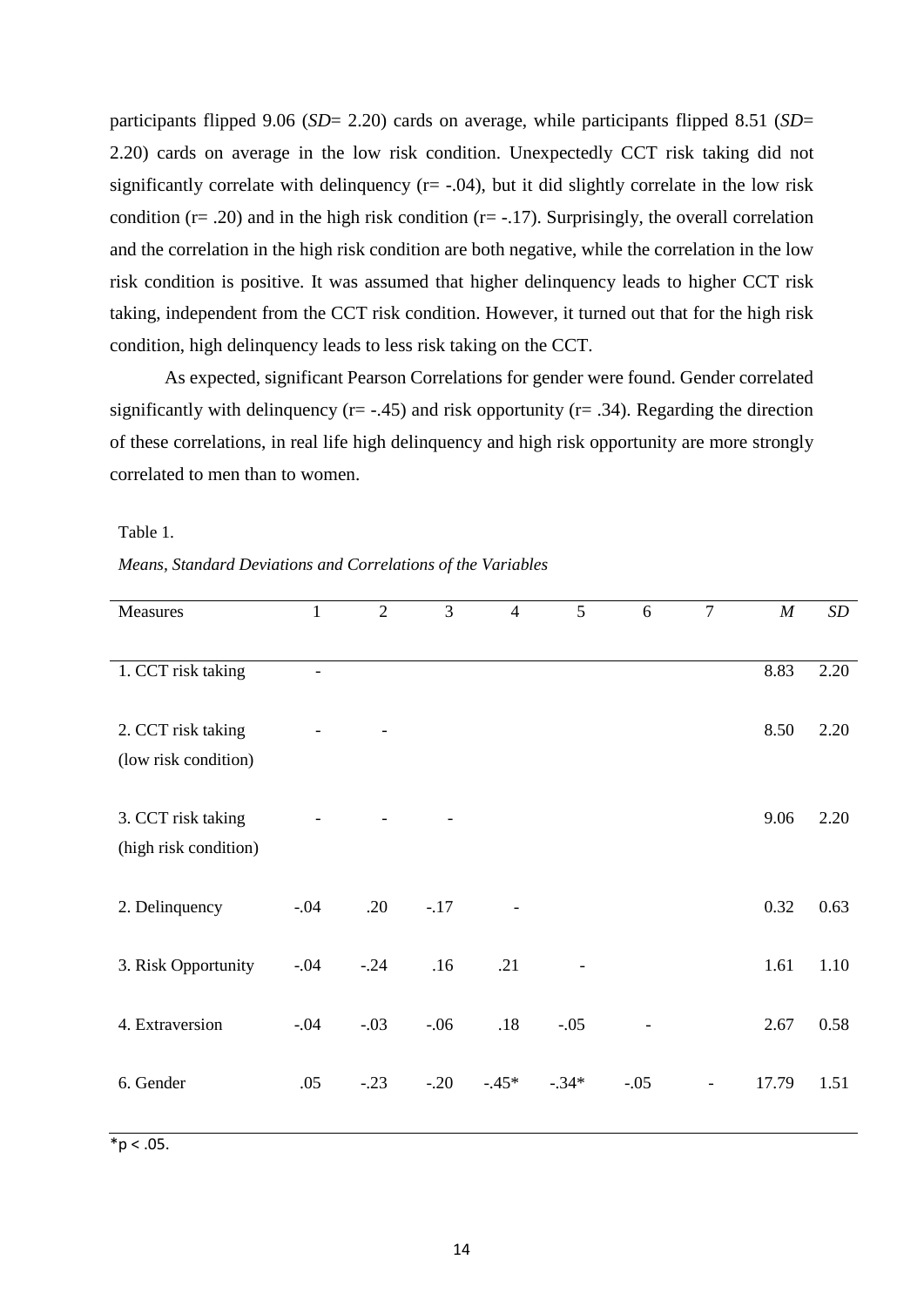participants flipped 9.06 (*SD*= 2.20) cards on average, while participants flipped 8.51 (*SD*= 2.20) cards on average in the low risk condition. Unexpectedly CCT risk taking did not significantly correlate with delinquency (r= -.04), but it did slightly correlate in the low risk condition (r= .20) and in the high risk condition (r= -.17). Surprisingly, the overall correlation and the correlation in the high risk condition are both negative, while the correlation in the low risk condition is positive. It was assumed that higher delinquency leads to higher CCT risk taking, independent from the CCT risk condition. However, it turned out that for the high risk condition, high delinquency leads to less risk taking on the CCT.

As expected, significant Pearson Correlations for gender were found. Gender correlated significantly with delinquency (r= -.45) and risk opportunity (r= .34). Regarding the direction of these correlations, in real life high delinquency and high risk opportunity are more strongly correlated to men than to women.

Table 1.

*Means, Standard Deviations and Correlations of the Variables*

| Measures | 1 | 2 | 3 | 4 | 5 | 6 | 7 | *M* | *SD* |
|---|---|---|---|---|---|---|---|---|---|
| 1. CCT risk taking | - | | | | | | | 8.83 | 2.20 |
| 2. CCT risk taking (low risk condition) | - | - | | | | | | 8.50 | 2.20 |
| 3. CCT risk taking (high risk condition) | - | - | - | | | | | 9.06 | 2.20 |
| 2. Delinquency | -.04 | .20 | -.17 | - | | | | 0.32 | 0.63 |
| 3. Risk Opportunity | -.04 | -.24 | .16 | .21 | - | | | 1.61 | 1.10 |
| 4. Extraversion | -.04 | -.03 | -.06 | .18 | -.05 | - | | 2.67 | 0.58 |
| 6. Gender | .05 | -.23 | -.20 | -.45* | -.34* | -.05 | - | 17.79 | 1.51 |

*p < .05.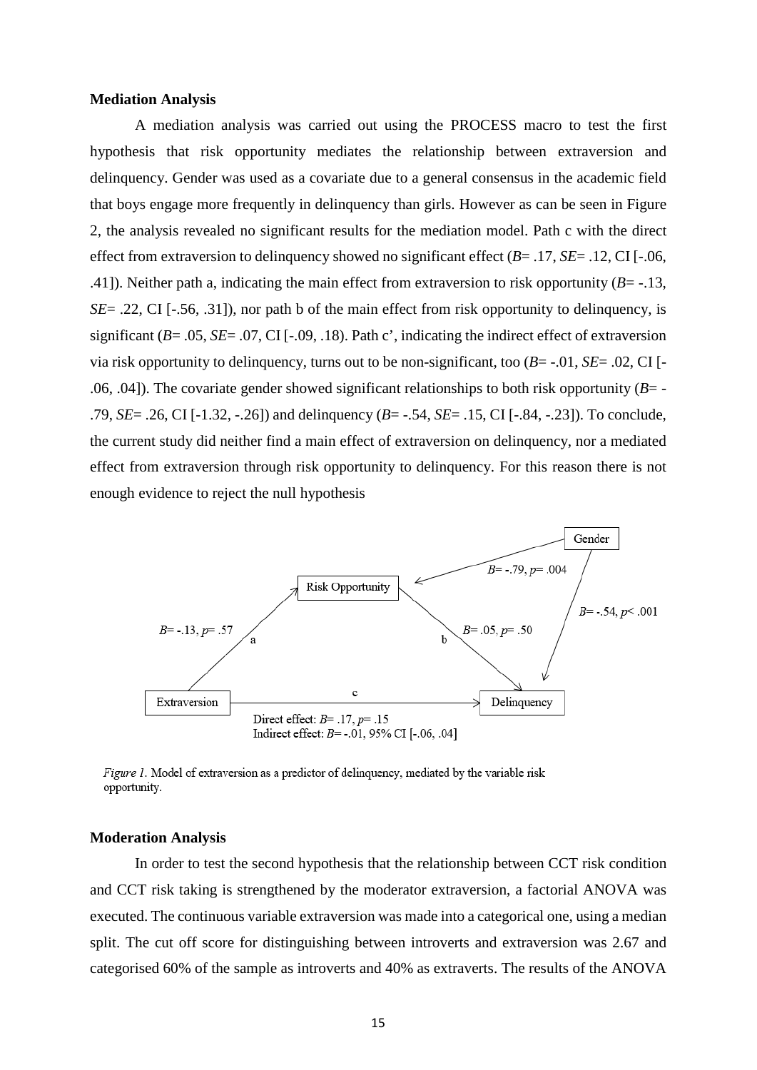**Mediation Analysis**

A mediation analysis was carried out using the PROCESS macro to test the first hypothesis that risk opportunity mediates the relationship between extraversion and delinquency. Gender was used as a covariate due to a general consensus in the academic field that boys engage more frequently in delinquency than girls. However as can be seen in Figure 2, the analysis revealed no significant results for the mediation model. Path c with the direct effect from extraversion to delinquency showed no significant effect (*B*= .17, *SE*= .12, CI [-.06, .41]). Neither path a, indicating the main effect from extraversion to risk opportunity (*B*= -.13, *SE*= .22, CI [-.56, .31]), nor path b of the main effect from risk opportunity to delinquency, is significant (*B*= .05, *SE*= .07, CI [-.09, .18). Path c', indicating the indirect effect of extraversion via risk opportunity to delinquency, turns out to be non-significant, too (*B*= -.01, *SE*= .02, CI [-.06, .04]). The covariate gender showed significant relationships to both risk opportunity (*B*= -.79, *SE*= .26, CI [-1.32, -.26]) and delinquency (*B*= -.54, *SE*= .15, CI [-.84, -.23]). To conclude, the current study did neither find a main effect of extraversion on delinquency, nor a mediated effect from extraversion through risk opportunity to delinquency. For this reason there is not enough evidence to reject the null hypothesis

Gender

Risk Opportunity

Extraversion

Delinquency

*B*= -.79, *p*= .004

*B*= -.54, *p*< .001

*B*= -.13, *p*= .57

a

b

*B*= .05, *p*= .50

c

Direct effect: *B*= .17, *p*= .15
Indirect effect: *B*= -.01, 95% CI [-.06, .04]

*Figure 1.* Model of extraversion as a predictor of delinquency, mediated by the variable risk opportunity.

**Moderation Analysis**

In order to test the second hypothesis that the relationship between CCT risk condition and CCT risk taking is strengthened by the moderator extraversion, a factorial ANOVA was executed. The continuous variable extraversion was made into a categorical one, using a median split. The cut off score for distinguishing between introverts and extraversion was 2.67 and categorised 60% of the sample as introverts and 40% as extraverts. The results of the ANOVA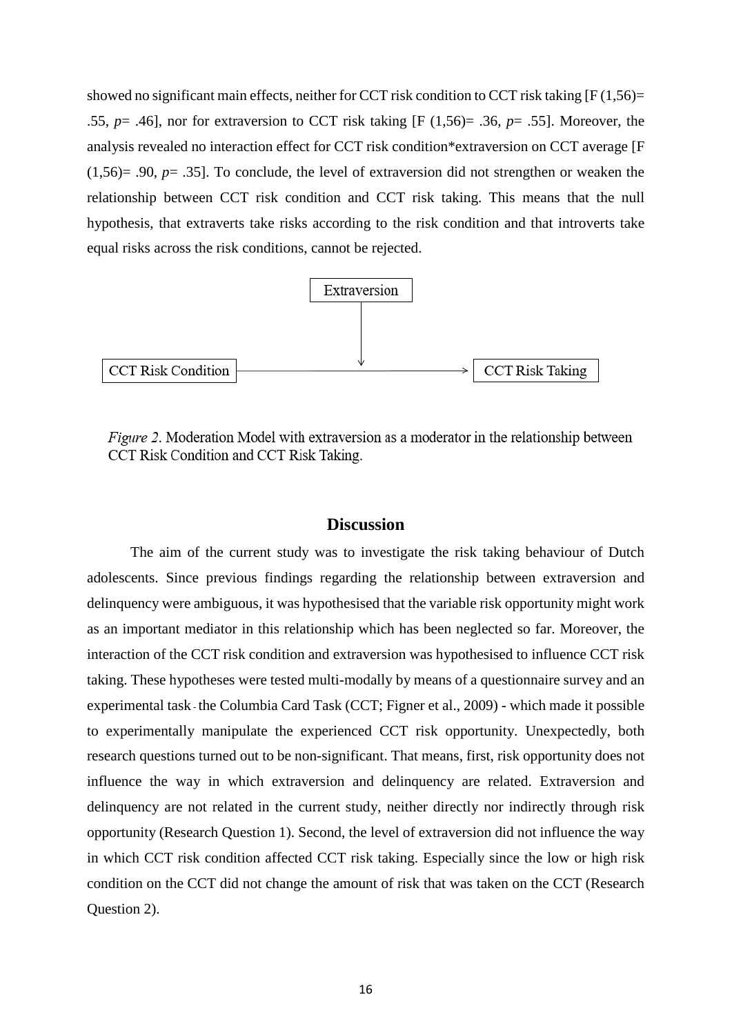showed no significant main effects, neither for CCT risk condition to CCT risk taking [F $(1,56)=$ .55, $p=.46$], nor for extraversion to CCT risk taking [F $(1,56)=.36$, $p=.55$]. Moreover, the analysis revealed no interaction effect for CCT risk condition*extraversion on CCT average [F $(1,56)=.90$, $p=.35$]. To conclude, the level of extraversion did not strengthen or weaken the relationship between CCT risk condition and CCT risk taking. This means that the null hypothesis, that extraverts take risks according to the risk condition and that introverts take equal risks across the risk conditions, cannot be rejected.

Extraversion

CCT Risk Condition → CCT Risk Taking

*Figure 2*. Moderation Model with extraversion as a moderator in the relationship between CCT Risk Condition and CCT Risk Taking.

## Discussion

The aim of the current study was to investigate the risk taking behaviour of Dutch adolescents. Since previous findings regarding the relationship between extraversion and delinquency were ambiguous, it was hypothesised that the variable risk opportunity might work as an important mediator in this relationship which has been neglected so far. Moreover, the interaction of the CCT risk condition and extraversion was hypothesised to influence CCT risk taking. These hypotheses were tested multi-modally by means of a questionnaire survey and an experimental task - the Columbia Card Task (CCT; Figner et al., 2009) - which made it possible to experimentally manipulate the experienced CCT risk opportunity. Unexpectedly, both research questions turned out to be non-significant. That means, first, risk opportunity does not influence the way in which extraversion and delinquency are related. Extraversion and delinquency are not related in the current study, neither directly nor indirectly through risk opportunity (Research Question 1). Second, the level of extraversion did not influence the way in which CCT risk condition affected CCT risk taking. Especially since the low or high risk condition on the CCT did not change the amount of risk that was taken on the CCT (Research Question 2).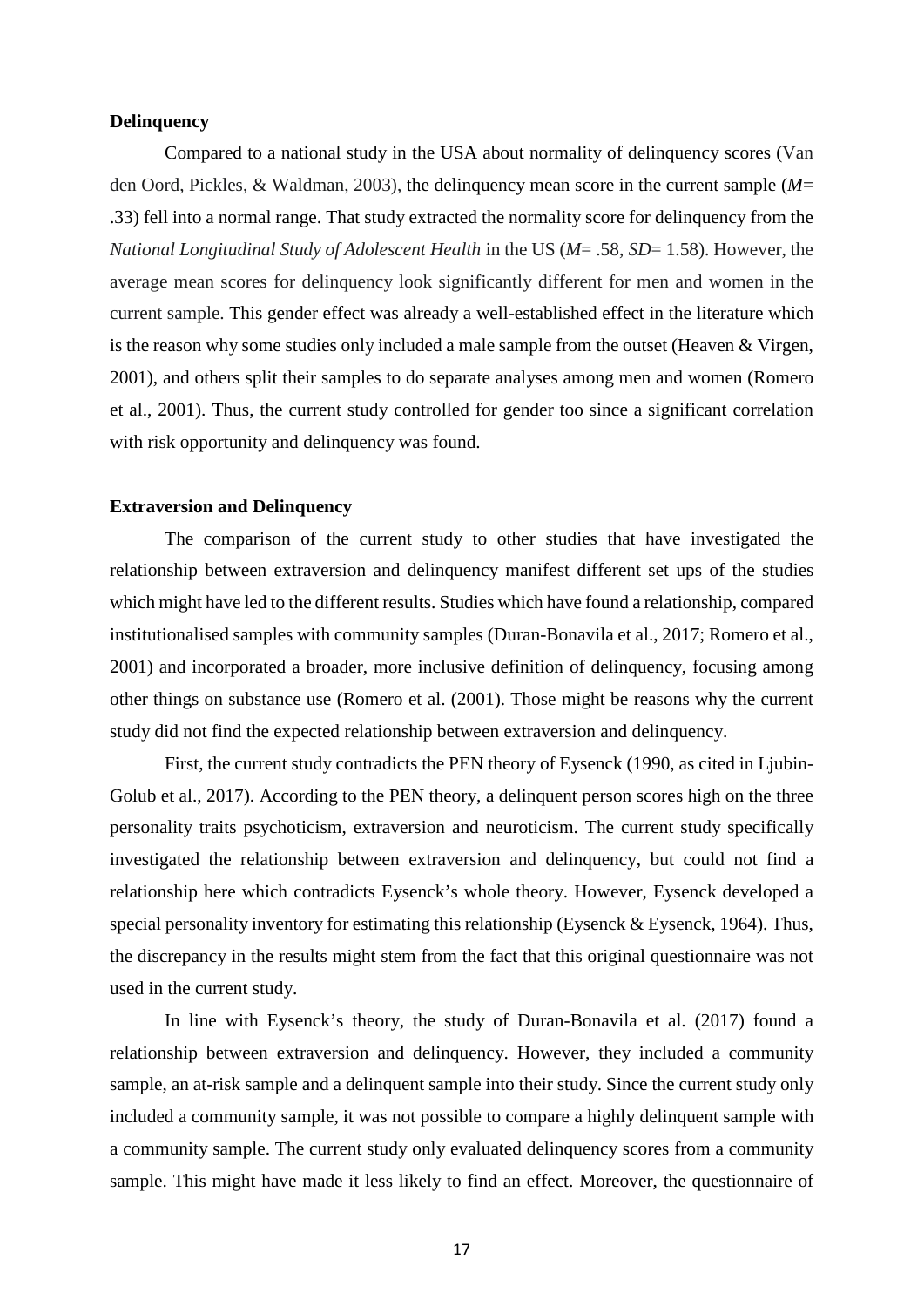**Delinquency**

Compared to a national study in the USA about normality of delinquency scores (Van den Oord, Pickles, & Waldman, 2003), the delinquency mean score in the current sample (*M*= .33) fell into a normal range. That study extracted the normality score for delinquency from the *National Longitudinal Study of Adolescent Health* in the US (*M*= .58, *SD*= 1.58). However, the average mean scores for delinquency look significantly different for men and women in the current sample. This gender effect was already a well-established effect in the literature which is the reason why some studies only included a male sample from the outset (Heaven & Virgen, 2001), and others split their samples to do separate analyses among men and women (Romero et al., 2001). Thus, the current study controlled for gender too since a significant correlation with risk opportunity and delinquency was found.

**Extraversion and Delinquency**

The comparison of the current study to other studies that have investigated the relationship between extraversion and delinquency manifest different set ups of the studies which might have led to the different results. Studies which have found a relationship, compared institutionalised samples with community samples (Duran-Bonavila et al., 2017; Romero et al., 2001) and incorporated a broader, more inclusive definition of delinquency, focusing among other things on substance use (Romero et al. (2001). Those might be reasons why the current study did not find the expected relationship between extraversion and delinquency.

First, the current study contradicts the PEN theory of Eysenck (1990, as cited in Ljubin-Golub et al., 2017). According to the PEN theory, a delinquent person scores high on the three personality traits psychoticism, extraversion and neuroticism. The current study specifically investigated the relationship between extraversion and delinquency, but could not find a relationship here which contradicts Eysenck's whole theory. However, Eysenck developed a special personality inventory for estimating this relationship (Eysenck & Eysenck, 1964). Thus, the discrepancy in the results might stem from the fact that this original questionnaire was not used in the current study.

In line with Eysenck's theory, the study of Duran-Bonavila et al. (2017) found a relationship between extraversion and delinquency. However, they included a community sample, an at-risk sample and a delinquent sample into their study. Since the current study only included a community sample, it was not possible to compare a highly delinquent sample with a community sample. The current study only evaluated delinquency scores from a community sample. This might have made it less likely to find an effect. Moreover, the questionnaire of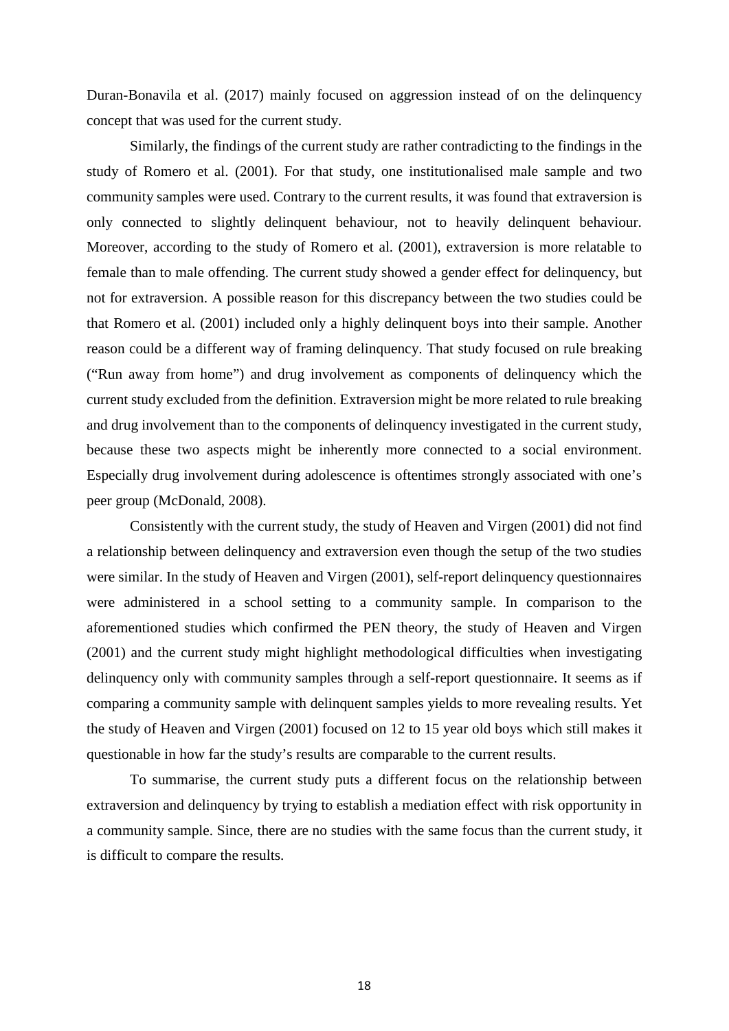Duran-Bonavila et al. (2017) mainly focused on aggression instead of on the delinquency concept that was used for the current study.

Similarly, the findings of the current study are rather contradicting to the findings in the study of Romero et al. (2001). For that study, one institutionalised male sample and two community samples were used. Contrary to the current results, it was found that extraversion is only connected to slightly delinquent behaviour, not to heavily delinquent behaviour. Moreover, according to the study of Romero et al. (2001), extraversion is more relatable to female than to male offending. The current study showed a gender effect for delinquency, but not for extraversion. A possible reason for this discrepancy between the two studies could be that Romero et al. (2001) included only a highly delinquent boys into their sample. Another reason could be a different way of framing delinquency. That study focused on rule breaking ("Run away from home") and drug involvement as components of delinquency which the current study excluded from the definition. Extraversion might be more related to rule breaking and drug involvement than to the components of delinquency investigated in the current study, because these two aspects might be inherently more connected to a social environment. Especially drug involvement during adolescence is oftentimes strongly associated with one's peer group (McDonald, 2008).

Consistently with the current study, the study of Heaven and Virgen (2001) did not find a relationship between delinquency and extraversion even though the setup of the two studies were similar. In the study of Heaven and Virgen (2001), self-report delinquency questionnaires were administered in a school setting to a community sample. In comparison to the aforementioned studies which confirmed the PEN theory, the study of Heaven and Virgen (2001) and the current study might highlight methodological difficulties when investigating delinquency only with community samples through a self-report questionnaire. It seems as if comparing a community sample with delinquent samples yields to more revealing results. Yet the study of Heaven and Virgen (2001) focused on 12 to 15 year old boys which still makes it questionable in how far the study's results are comparable to the current results.

To summarise, the current study puts a different focus on the relationship between extraversion and delinquency by trying to establish a mediation effect with risk opportunity in a community sample. Since, there are no studies with the same focus than the current study, it is difficult to compare the results.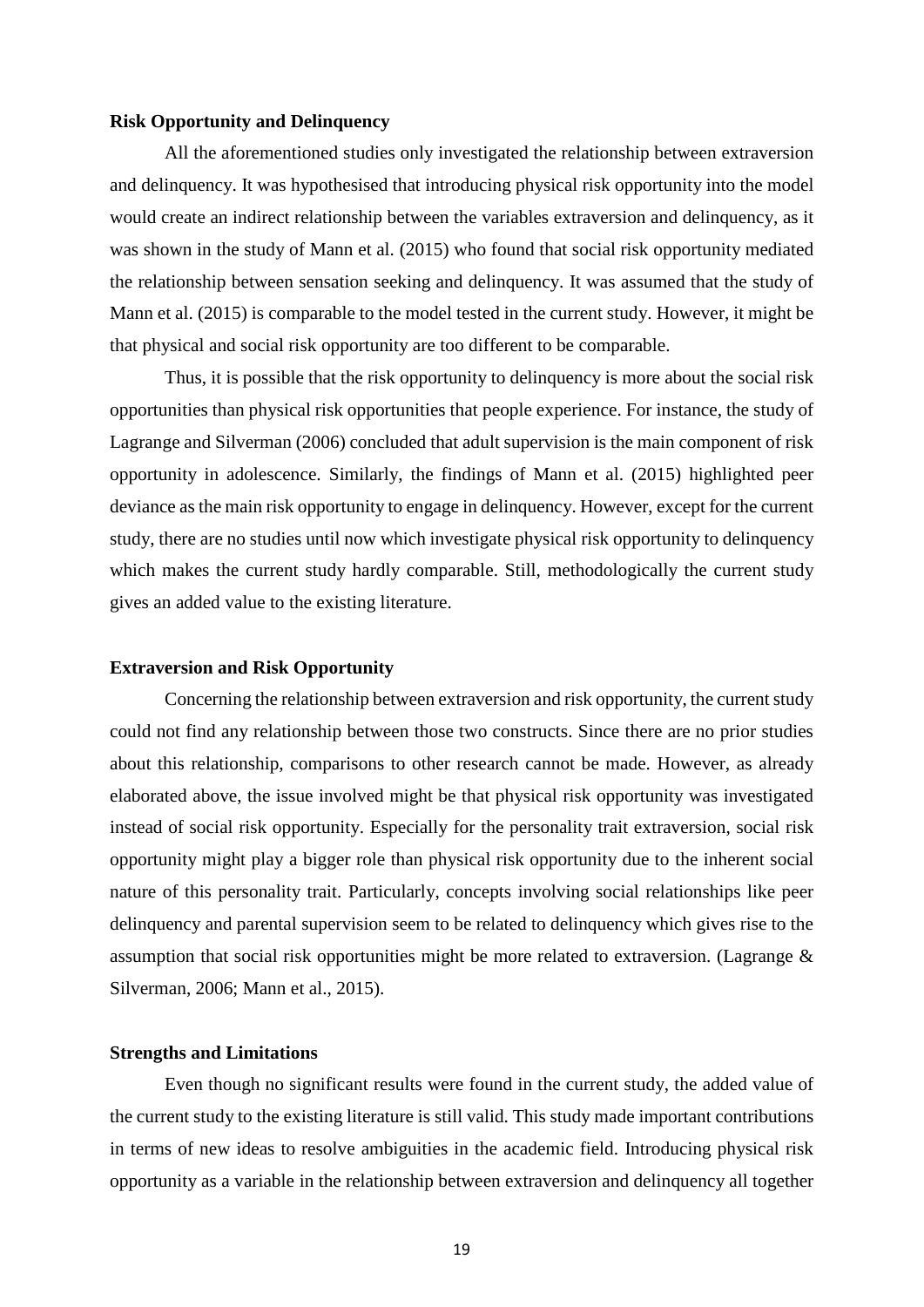**Risk Opportunity and Delinquency**

All the aforementioned studies only investigated the relationship between extraversion and delinquency. It was hypothesised that introducing physical risk opportunity into the model would create an indirect relationship between the variables extraversion and delinquency, as it was shown in the study of Mann et al. (2015) who found that social risk opportunity mediated the relationship between sensation seeking and delinquency. It was assumed that the study of Mann et al. (2015) is comparable to the model tested in the current study. However, it might be that physical and social risk opportunity are too different to be comparable.

Thus, it is possible that the risk opportunity to delinquency is more about the social risk opportunities than physical risk opportunities that people experience. For instance, the study of Lagrange and Silverman (2006) concluded that adult supervision is the main component of risk opportunity in adolescence. Similarly, the findings of Mann et al. (2015) highlighted peer deviance as the main risk opportunity to engage in delinquency. However, except for the current study, there are no studies until now which investigate physical risk opportunity to delinquency which makes the current study hardly comparable. Still, methodologically the current study gives an added value to the existing literature.

**Extraversion and Risk Opportunity**

Concerning the relationship between extraversion and risk opportunity, the current study could not find any relationship between those two constructs. Since there are no prior studies about this relationship, comparisons to other research cannot be made. However, as already elaborated above, the issue involved might be that physical risk opportunity was investigated instead of social risk opportunity. Especially for the personality trait extraversion, social risk opportunity might play a bigger role than physical risk opportunity due to the inherent social nature of this personality trait. Particularly, concepts involving social relationships like peer delinquency and parental supervision seem to be related to delinquency which gives rise to the assumption that social risk opportunities might be more related to extraversion. (Lagrange & Silverman, 2006; Mann et al., 2015).

**Strengths and Limitations**

Even though no significant results were found in the current study, the added value of the current study to the existing literature is still valid. This study made important contributions in terms of new ideas to resolve ambiguities in the academic field. Introducing physical risk opportunity as a variable in the relationship between extraversion and delinquency all together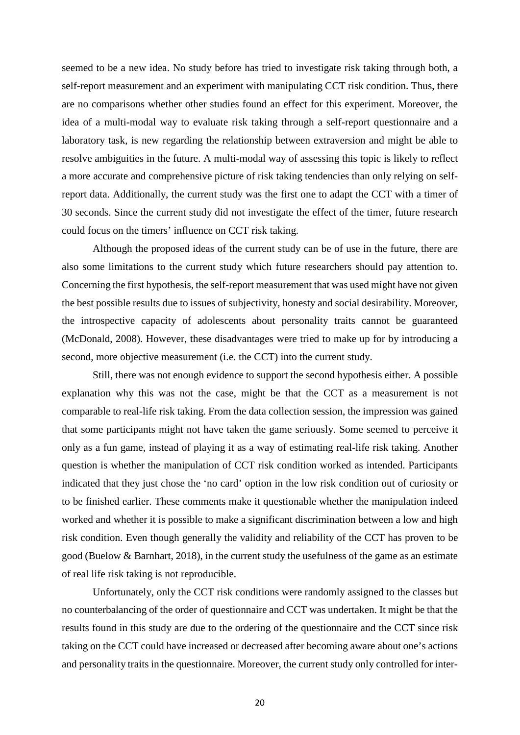seemed to be a new idea. No study before has tried to investigate risk taking through both, a self-report measurement and an experiment with manipulating CCT risk condition. Thus, there are no comparisons whether other studies found an effect for this experiment. Moreover, the idea of a multi-modal way to evaluate risk taking through a self-report questionnaire and a laboratory task, is new regarding the relationship between extraversion and might be able to resolve ambiguities in the future. A multi-modal way of assessing this topic is likely to reflect a more accurate and comprehensive picture of risk taking tendencies than only relying on self-report data. Additionally, the current study was the first one to adapt the CCT with a timer of 30 seconds. Since the current study did not investigate the effect of the timer, future research could focus on the timers' influence on CCT risk taking.

Although the proposed ideas of the current study can be of use in the future, there are also some limitations to the current study which future researchers should pay attention to. Concerning the first hypothesis, the self-report measurement that was used might have not given the best possible results due to issues of subjectivity, honesty and social desirability. Moreover, the introspective capacity of adolescents about personality traits cannot be guaranteed (McDonald, 2008). However, these disadvantages were tried to make up for by introducing a second, more objective measurement (i.e. the CCT) into the current study.

Still, there was not enough evidence to support the second hypothesis either. A possible explanation why this was not the case, might be that the CCT as a measurement is not comparable to real-life risk taking. From the data collection session, the impression was gained that some participants might not have taken the game seriously. Some seemed to perceive it only as a fun game, instead of playing it as a way of estimating real-life risk taking. Another question is whether the manipulation of CCT risk condition worked as intended. Participants indicated that they just chose the 'no card' option in the low risk condition out of curiosity or to be finished earlier. These comments make it questionable whether the manipulation indeed worked and whether it is possible to make a significant discrimination between a low and high risk condition. Even though generally the validity and reliability of the CCT has proven to be good (Buelow & Barnhart, 2018), in the current study the usefulness of the game as an estimate of real life risk taking is not reproducible.

Unfortunately, only the CCT risk conditions were randomly assigned to the classes but no counterbalancing of the order of questionnaire and CCT was undertaken. It might be that the results found in this study are due to the ordering of the questionnaire and the CCT since risk taking on the CCT could have increased or decreased after becoming aware about one's actions and personality traits in the questionnaire. Moreover, the current study only controlled for inter-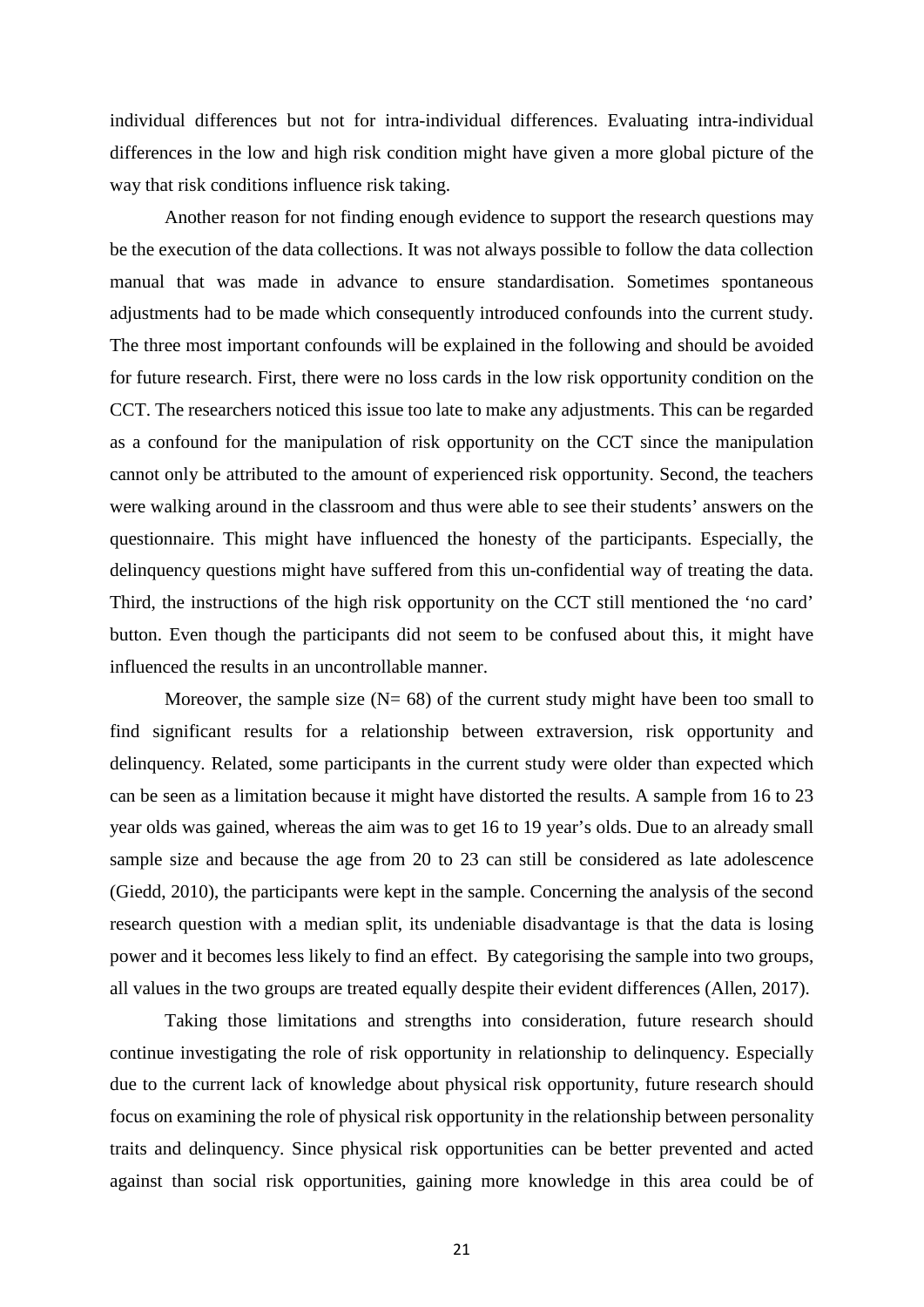individual differences but not for intra-individual differences. Evaluating intra-individual differences in the low and high risk condition might have given a more global picture of the way that risk conditions influence risk taking.

Another reason for not finding enough evidence to support the research questions may be the execution of the data collections. It was not always possible to follow the data collection manual that was made in advance to ensure standardisation. Sometimes spontaneous adjustments had to be made which consequently introduced confounds into the current study. The three most important confounds will be explained in the following and should be avoided for future research. First, there were no loss cards in the low risk opportunity condition on the CCT. The researchers noticed this issue too late to make any adjustments. This can be regarded as a confound for the manipulation of risk opportunity on the CCT since the manipulation cannot only be attributed to the amount of experienced risk opportunity. Second, the teachers were walking around in the classroom and thus were able to see their students' answers on the questionnaire. This might have influenced the honesty of the participants. Especially, the delinquency questions might have suffered from this un-confidential way of treating the data. Third, the instructions of the high risk opportunity on the CCT still mentioned the 'no card' button. Even though the participants did not seem to be confused about this, it might have influenced the results in an uncontrollable manner.

Moreover, the sample size (N= 68) of the current study might have been too small to find significant results for a relationship between extraversion, risk opportunity and delinquency. Related, some participants in the current study were older than expected which can be seen as a limitation because it might have distorted the results. A sample from 16 to 23 year olds was gained, whereas the aim was to get 16 to 19 year's olds. Due to an already small sample size and because the age from 20 to 23 can still be considered as late adolescence (Giedd, 2010), the participants were kept in the sample. Concerning the analysis of the second research question with a median split, its undeniable disadvantage is that the data is losing power and it becomes less likely to find an effect. By categorising the sample into two groups, all values in the two groups are treated equally despite their evident differences (Allen, 2017).

Taking those limitations and strengths into consideration, future research should continue investigating the role of risk opportunity in relationship to delinquency. Especially due to the current lack of knowledge about physical risk opportunity, future research should focus on examining the role of physical risk opportunity in the relationship between personality traits and delinquency. Since physical risk opportunities can be better prevented and acted against than social risk opportunities, gaining more knowledge in this area could be of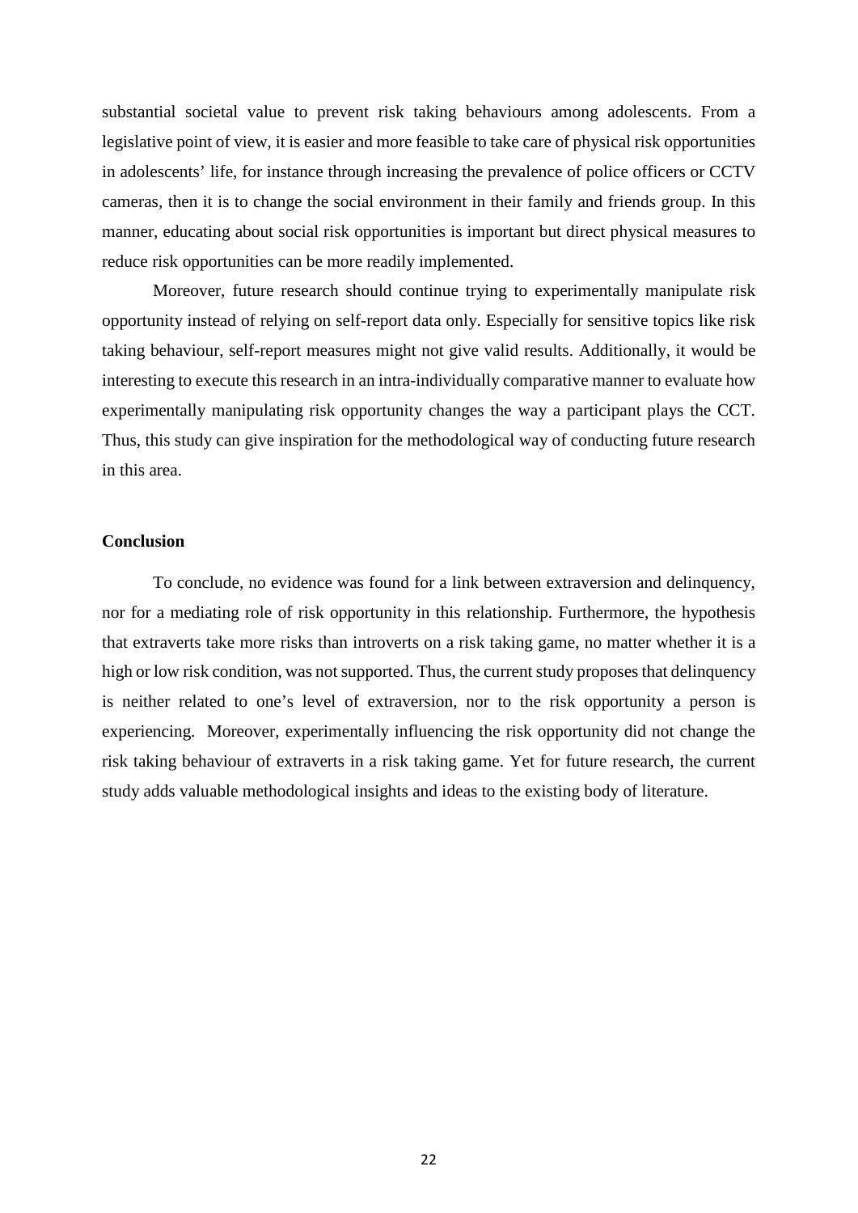substantial societal value to prevent risk taking behaviours among adolescents. From a legislative point of view, it is easier and more feasible to take care of physical risk opportunities in adolescents' life, for instance through increasing the prevalence of police officers or CCTV cameras, then it is to change the social environment in their family and friends group. In this manner, educating about social risk opportunities is important but direct physical measures to reduce risk opportunities can be more readily implemented.

Moreover, future research should continue trying to experimentally manipulate risk opportunity instead of relying on self-report data only. Especially for sensitive topics like risk taking behaviour, self-report measures might not give valid results. Additionally, it would be interesting to execute this research in an intra-individually comparative manner to evaluate how experimentally manipulating risk opportunity changes the way a participant plays the CCT. Thus, this study can give inspiration for the methodological way of conducting future research in this area.

**Conclusion**

To conclude, no evidence was found for a link between extraversion and delinquency, nor for a mediating role of risk opportunity in this relationship. Furthermore, the hypothesis that extraverts take more risks than introverts on a risk taking game, no matter whether it is a high or low risk condition, was not supported. Thus, the current study proposes that delinquency is neither related to one's level of extraversion, nor to the risk opportunity a person is experiencing. Moreover, experimentally influencing the risk opportunity did not change the risk taking behaviour of extraverts in a risk taking game. Yet for future research, the current study adds valuable methodological insights and ideas to the existing body of literature.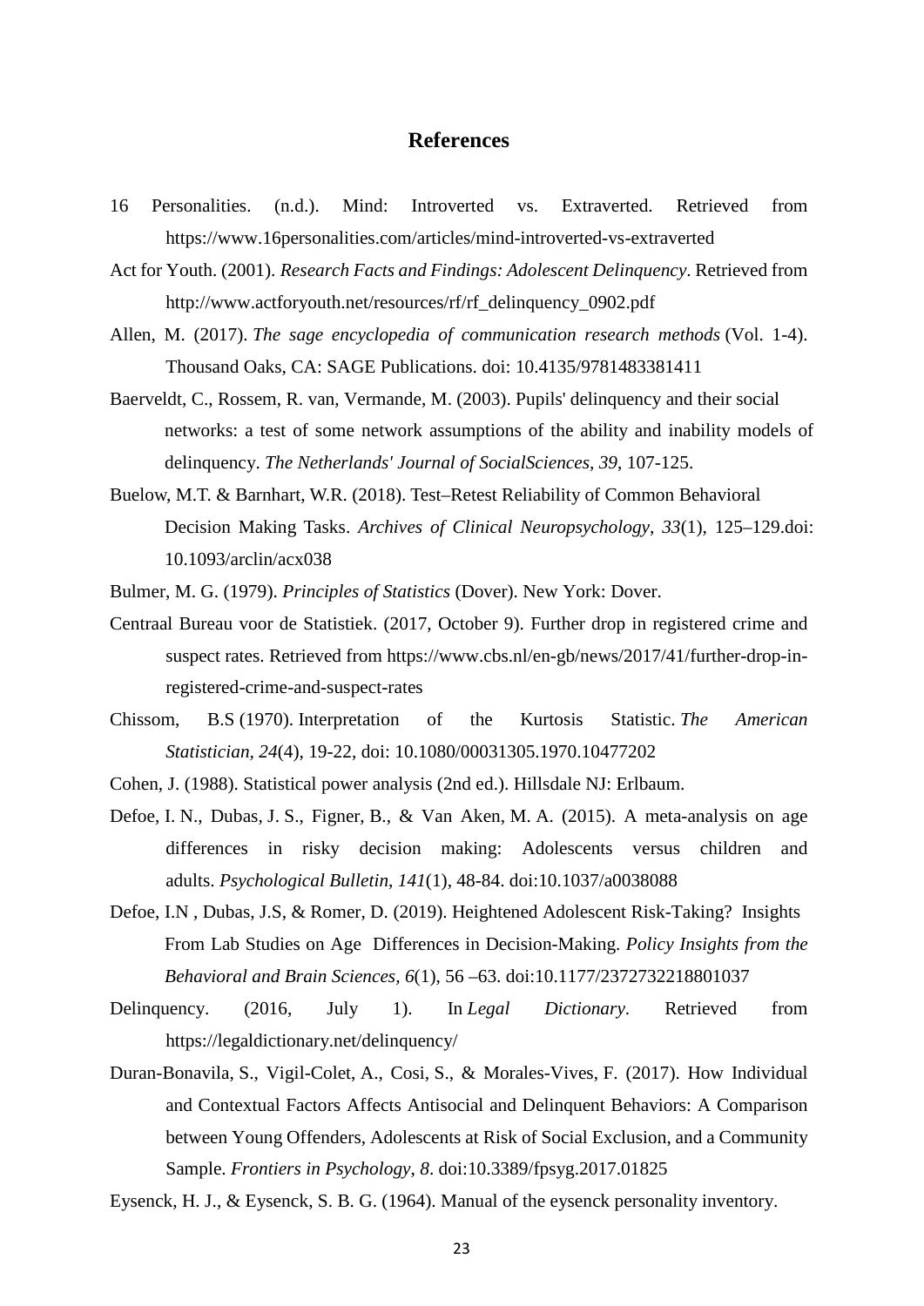## References

16 Personalities. (n.d.). Mind: Introverted vs. Extraverted. Retrieved from https://www.16personalities.com/articles/mind-introverted-vs-extraverted

Act for Youth. (2001). *Research Facts and Findings: Adolescent Delinquency*. Retrieved from http://www.actforyouth.net/resources/rf/rf_delinquency_0902.pdf

Allen, M. (2017). *The sage encyclopedia of communication research methods* (Vol. 1-4). Thousand Oaks, CA: SAGE Publications. doi: 10.4135/9781483381411

Baerveldt, C., Rossem, R. van, Vermande, M. (2003). Pupils' delinquency and their social networks: a test of some network assumptions of the ability and inability models of delinquency. *The Netherlands' Journal of SocialSciences, 39*, 107-125.

Buelow, M.T. & Barnhart, W.R. (2018). Test–Retest Reliability of Common Behavioral Decision Making Tasks. *Archives of Clinical Neuropsychology*, *33*(1), 125–129.doi: 10.1093/arclin/acx038

Bulmer, M. G. (1979). *Principles of Statistics* (Dover). New York: Dover.

Centraal Bureau voor de Statistiek. (2017, October 9). Further drop in registered crime and suspect rates. Retrieved from https://www.cbs.nl/en-gb/news/2017/41/further-drop-in-registered-crime-and-suspect-rates

Chissom, B.S (1970). Interpretation of the Kurtosis Statistic. *The American Statistician, 24*(4), 19-22, doi: 10.1080/00031305.1970.10477202

Cohen, J. (1988). Statistical power analysis (2nd ed.). Hillsdale NJ: Erlbaum.

Defoe, I. N., Dubas, J. S., Figner, B., & Van Aken, M. A. (2015). A meta-analysis on age differences in risky decision making: Adolescents versus children and adults. *Psychological Bulletin*, *141*(1), 48-84. doi:10.1037/a0038088

Defoe, I.N , Dubas, J.S, & Romer, D. (2019). Heightened Adolescent Risk-Taking? Insights From Lab Studies on Age Differences in Decision-Making. *Policy Insights from the Behavioral and Brain Sciences, 6*(1), 56 –63. doi:10.1177/2372732218801037

Delinquency. (2016, July 1). In *Legal Dictionary*. Retrieved from https://legaldictionary.net/delinquency/

Duran-Bonavila, S., Vigil-Colet, A., Cosi, S., & Morales-Vives, F. (2017). How Individual and Contextual Factors Affects Antisocial and Delinquent Behaviors: A Comparison between Young Offenders, Adolescents at Risk of Social Exclusion, and a Community Sample. *Frontiers in Psychology*, *8*. doi:10.3389/fpsyg.2017.01825

Eysenck, H. J., & Eysenck, S. B. G. (1964). Manual of the eysenck personality inventory.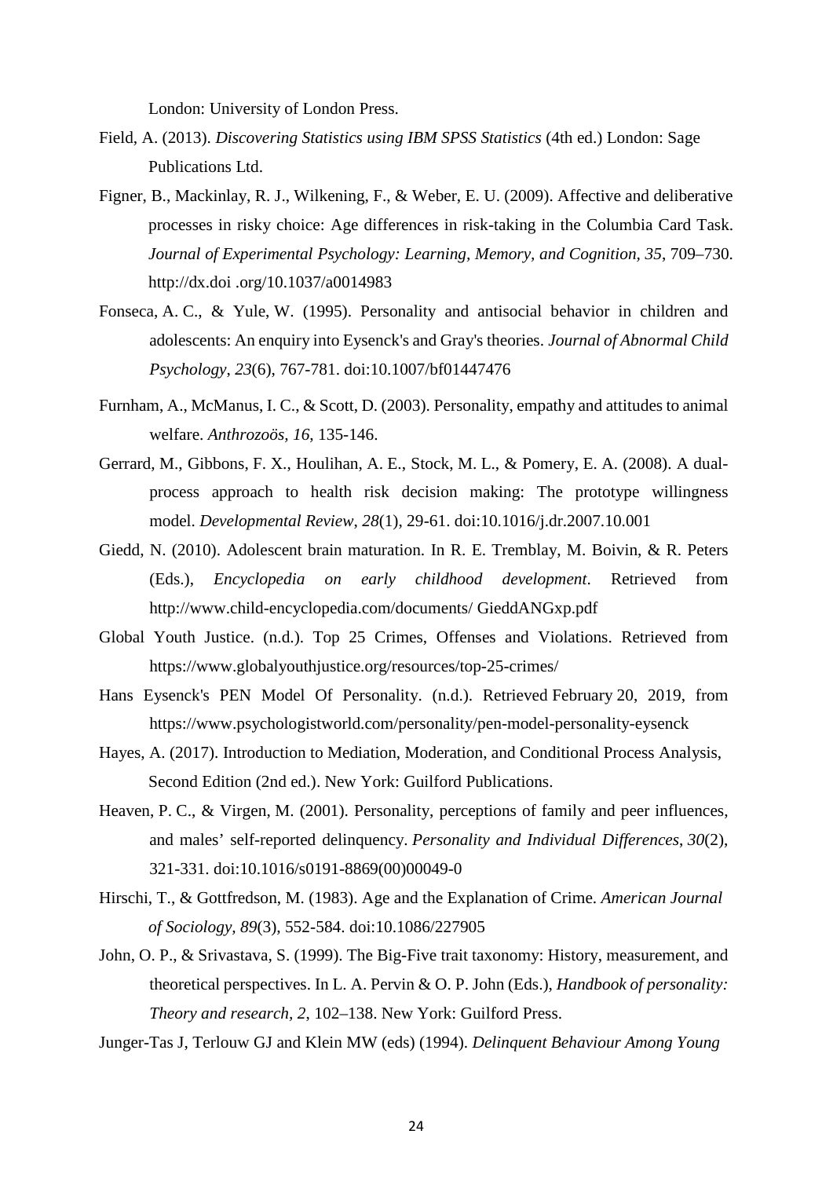London: University of London Press.

Field, A. (2013). *Discovering Statistics using IBM SPSS Statistics* (4th ed.) London: Sage Publications Ltd.

Figner, B., Mackinlay, R. J., Wilkening, F., & Weber, E. U. (2009). Affective and deliberative processes in risky choice: Age differences in risk-taking in the Columbia Card Task. *Journal of Experimental Psychology: Learning, Memory, and Cognition*, *35*, 709–730. http://dx.doi .org/10.1037/a0014983

Fonseca, A. C., & Yule, W. (1995). Personality and antisocial behavior in children and adolescents: An enquiry into Eysenck's and Gray's theories. *Journal of Abnormal Child Psychology*, *23*(6), 767-781. doi:10.1007/bf01447476

Furnham, A., McManus, I. C., & Scott, D. (2003). Personality, empathy and attitudes to animal welfare. *Anthrozoös, 16*, 135-146.

Gerrard, M., Gibbons, F. X., Houlihan, A. E., Stock, M. L., & Pomery, E. A. (2008). A dual-process approach to health risk decision making: The prototype willingness model. *Developmental Review*, *28*(1), 29-61. doi:10.1016/j.dr.2007.10.001

Giedd, N. (2010). Adolescent brain maturation. In R. E. Tremblay, M. Boivin, & R. Peters (Eds.), *Encyclopedia on early childhood development*. Retrieved from http://www.child-encyclopedia.com/documents/ GieddANGxp.pdf

Global Youth Justice. (n.d.). Top 25 Crimes, Offenses and Violations. Retrieved from https://www.globalyouthjustice.org/resources/top-25-crimes/

Hans Eysenck's PEN Model Of Personality. (n.d.). Retrieved February 20, 2019, from https://www.psychologistworld.com/personality/pen-model-personality-eysenck

Hayes, A. (2017). Introduction to Mediation, Moderation, and Conditional Process Analysis, Second Edition (2nd ed.). New York: Guilford Publications.

Heaven, P. C., & Virgen, M. (2001). Personality, perceptions of family and peer influences, and males' self-reported delinquency. *Personality and Individual Differences*, *30*(2), 321-331. doi:10.1016/s0191-8869(00)00049-0

Hirschi, T., & Gottfredson, M. (1983). Age and the Explanation of Crime. *American Journal of Sociology*, *89*(3), 552-584. doi:10.1086/227905

John, O. P., & Srivastava, S. (1999). The Big-Five trait taxonomy: History, measurement, and theoretical perspectives. In L. A. Pervin & O. P. John (Eds.), *Handbook of personality: Theory and research, 2*, 102–138. New York: Guilford Press.

Junger-Tas J, Terlouw GJ and Klein MW (eds) (1994). *Delinquent Behaviour Among Young*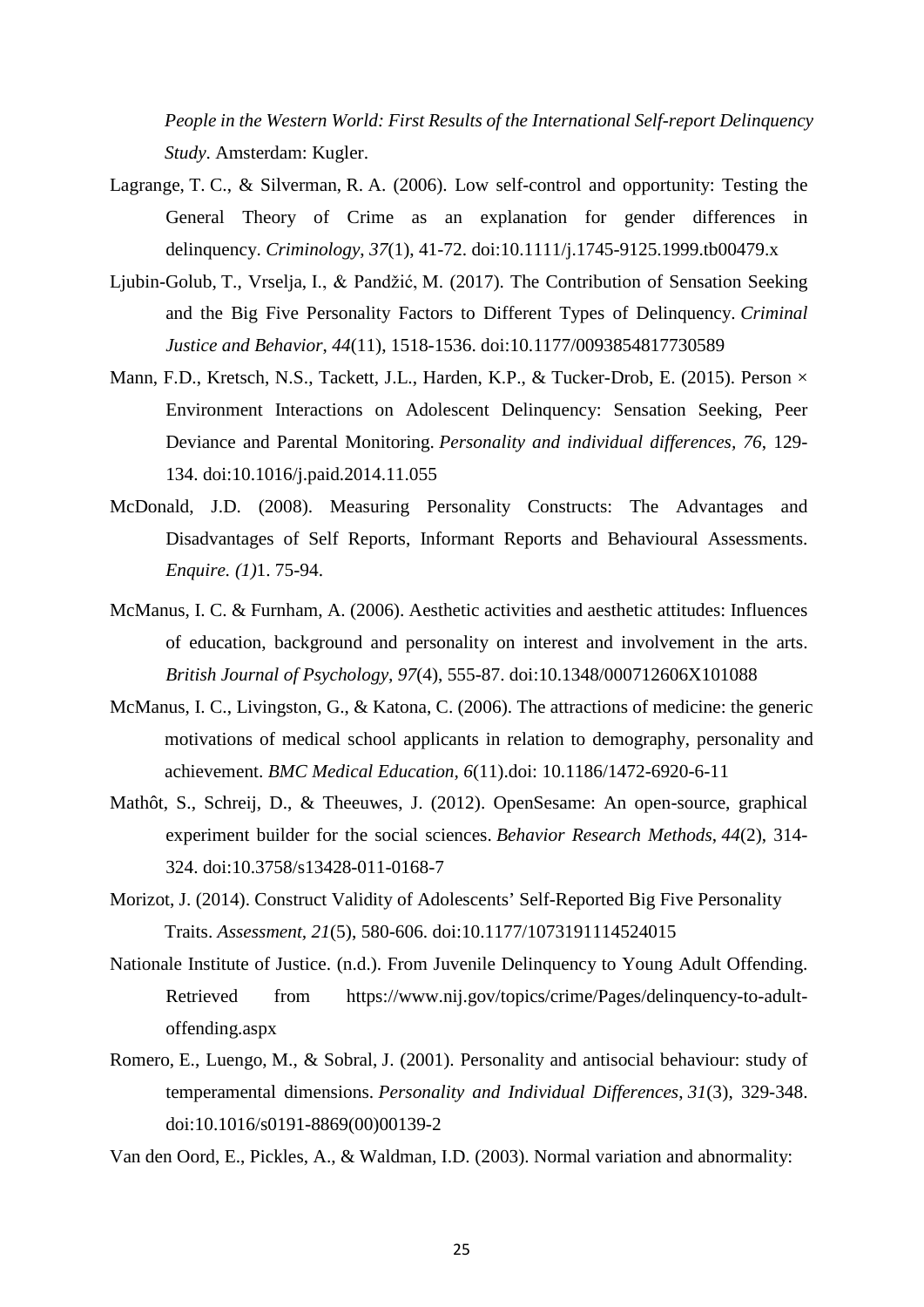*People in the Western World: First Results of the International Self-report Delinquency Study*. Amsterdam: Kugler.

Lagrange, T. C., & Silverman, R. A. (2006). Low self-control and opportunity: Testing the General Theory of Crime as an explanation for gender differences in delinquency. *Criminology, 37*(1), 41-72. doi:10.1111/j.1745-9125.1999.tb00479.x

Ljubin-Golub, T., Vrselja, I., & Pandžić, M. (2017). The Contribution of Sensation Seeking and the Big Five Personality Factors to Different Types of Delinquency. *Criminal Justice and Behavior*, *44*(11), 1518-1536. doi:10.1177/0093854817730589

Mann, F.D., Kretsch, N.S., Tackett, J.L., Harden, K.P., & Tucker-Drob, E. (2015). Person × Environment Interactions on Adolescent Delinquency: Sensation Seeking, Peer Deviance and Parental Monitoring. *Personality and individual differences, 76*, 129-134. doi:10.1016/j.paid.2014.11.055

McDonald, J.D. (2008). Measuring Personality Constructs: The Advantages and Disadvantages of Self Reports, Informant Reports and Behavioural Assessments. *Enquire. (1)*1. 75-94.

McManus, I. C. & Furnham, A. (2006). Aesthetic activities and aesthetic attitudes: Influences of education, background and personality on interest and involvement in the arts. *British Journal of Psychology, 97*(4), 555-87. doi:10.1348/000712606X101088

McManus, I. C., Livingston, G., & Katona, C. (2006). The attractions of medicine: the generic motivations of medical school applicants in relation to demography, personality and achievement. *BMC Medical Education*, *6*(11).doi: 10.1186/1472-6920-6-11

Mathôt, S., Schreij, D., & Theeuwes, J. (2012). OpenSesame: An open-source, graphical experiment builder for the social sciences. *Behavior Research Methods*, *44*(2), 314-324. doi:10.3758/s13428-011-0168-7

Morizot, J. (2014). Construct Validity of Adolescents' Self-Reported Big Five Personality Traits. *Assessment, 21*(5), 580-606. doi:10.1177/1073191114524015

Nationale Institute of Justice. (n.d.). From Juvenile Delinquency to Young Adult Offending. Retrieved from https://www.nij.gov/topics/crime/Pages/delinquency-to-adult-offending.aspx

Romero, E., Luengo, M., & Sobral, J. (2001). Personality and antisocial behaviour: study of temperamental dimensions. *Personality and Individual Differences*, *31*(3), 329-348. doi:10.1016/s0191-8869(00)00139-2

Van den Oord, E., Pickles, A., & Waldman, I.D. (2003). Normal variation and abnormality: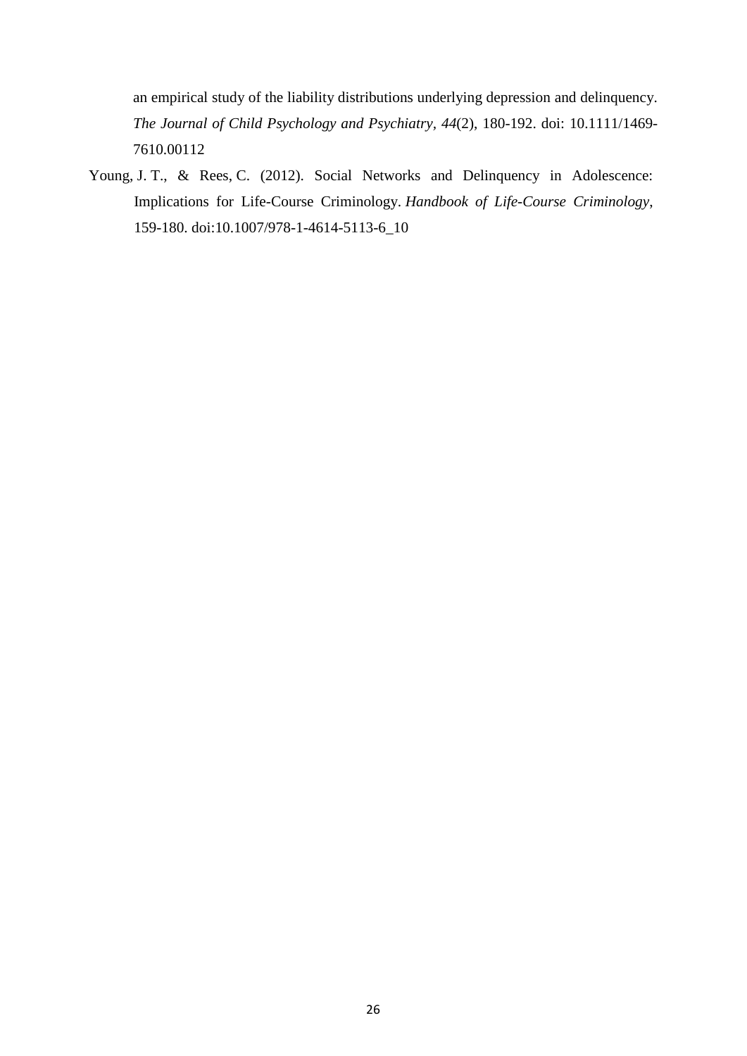an empirical study of the liability distributions underlying depression and delinquency. *The Journal of Child Psychology and Psychiatry*, *44*(2), 180-192. doi: 10.1111/1469-7610.00112

Young, J. T., & Rees, C. (2012). Social Networks and Delinquency in Adolescence: Implications for Life-Course Criminology. *Handbook of Life-Course Criminology*, 159-180. doi:10.1007/978-1-4614-5113-6_10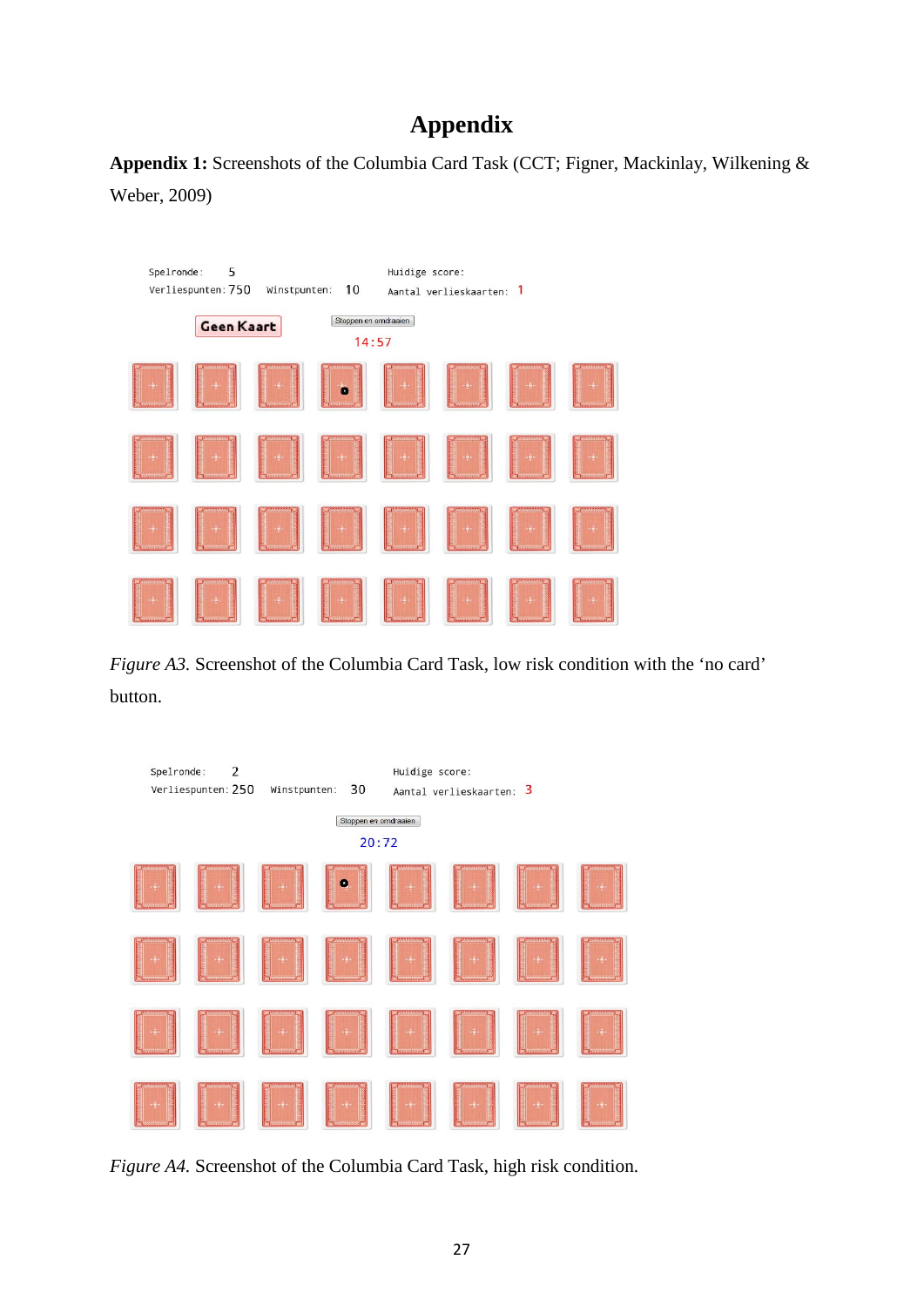# Appendix

**Appendix 1:** Screenshots of the Columbia Card Task (CCT; Figner, Mackinlay, Wilkening & Weber, 2009)

Spelronde: 5
Verliespunten: 750 Winstpunten: 10
Huidige score:
Aantal verlieskaarten: 1
Geen Kaart
Stoppen en omdraaien
14:57

*Figure A3.* Screenshot of the Columbia Card Task, low risk condition with the 'no card' button.

Spelronde: 2
Verliespunten: 250 Winstpunten: 30
Huidige score:
Aantal verlieskaarten: 3
Stoppen en omdraaien
20:72

*Figure A4.* Screenshot of the Columbia Card Task, high risk condition.